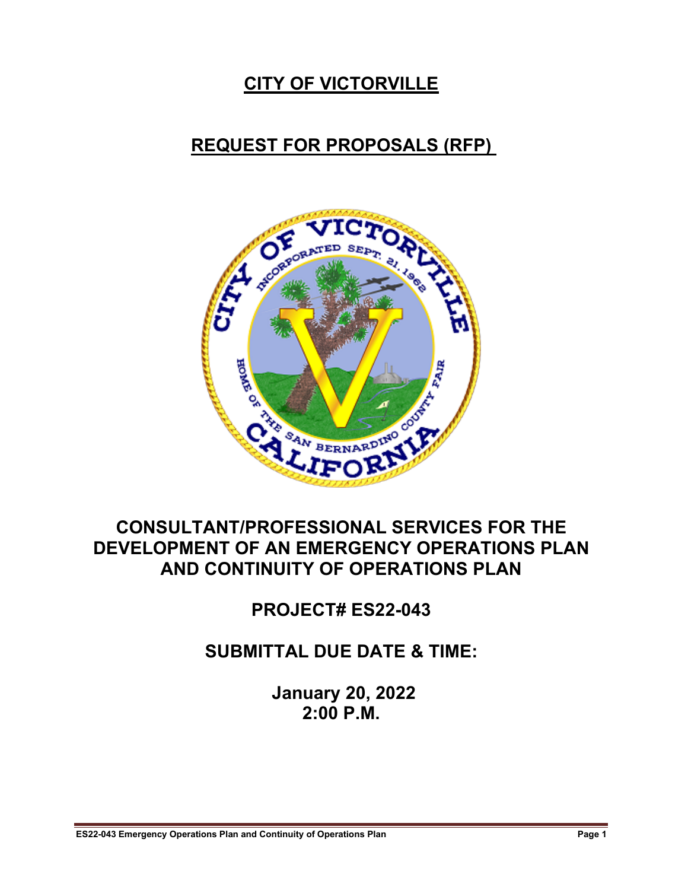# CITY OF VICTORVILLE

# REQUEST FOR PROPOSALS (RFP)

## CONSULTANT/PROFESSIONAL SERVICES FOR THE DEVELOPMENT OF AN EMERGENCY OPERATIONS PLAN AND CONTINUITY OF OPERATIONS PLAN

## PROJECT# ES22-043

## SUBMITTAL DUE DATE & TIME:

**January 20, 2022**
**2:00 P.M.**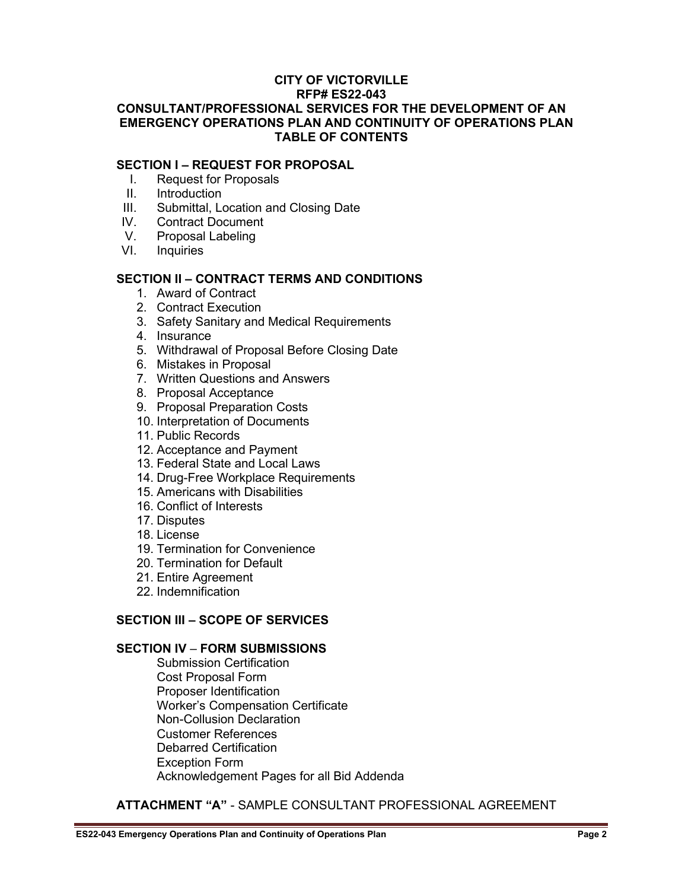# CITY OF VICTORVILLE
## RFP# ES22-043
## CONSULTANT/PROFESSIONAL SERVICES FOR THE DEVELOPMENT OF AN EMERGENCY OPERATIONS PLAN AND CONTINUITY OF OPERATIONS PLAN
## TABLE OF CONTENTS

### SECTION I – REQUEST FOR PROPOSAL

- I. Request for Proposals
- II. Introduction
- III. Submittal, Location and Closing Date
- IV. Contract Document
- V. Proposal Labeling
- VI. Inquiries

### SECTION II – CONTRACT TERMS AND CONDITIONS

1. Award of Contract
2. Contract Execution
3. Safety Sanitary and Medical Requirements
4. Insurance
5. Withdrawal of Proposal Before Closing Date
6. Mistakes in Proposal
7. Written Questions and Answers
8. Proposal Acceptance
9. Proposal Preparation Costs
10. Interpretation of Documents
11. Public Records
12. Acceptance and Payment
13. Federal State and Local Laws
14. Drug-Free Workplace Requirements
15. Americans with Disabilities
16. Conflict of Interests
17. Disputes
18. License
19. Termination for Convenience
20. Termination for Default
21. Entire Agreement
22. Indemnification

### SECTION III – SCOPE OF SERVICES

### SECTION IV – FORM SUBMISSIONS

Submission Certification
Cost Proposal Form
Proposer Identification
Worker's Compensation Certificate
Non-Collusion Declaration
Customer References
Debarred Certification
Exception Form
Acknowledgement Pages for all Bid Addenda

**ATTACHMENT "A"** - SAMPLE CONSULTANT PROFESSIONAL AGREEMENT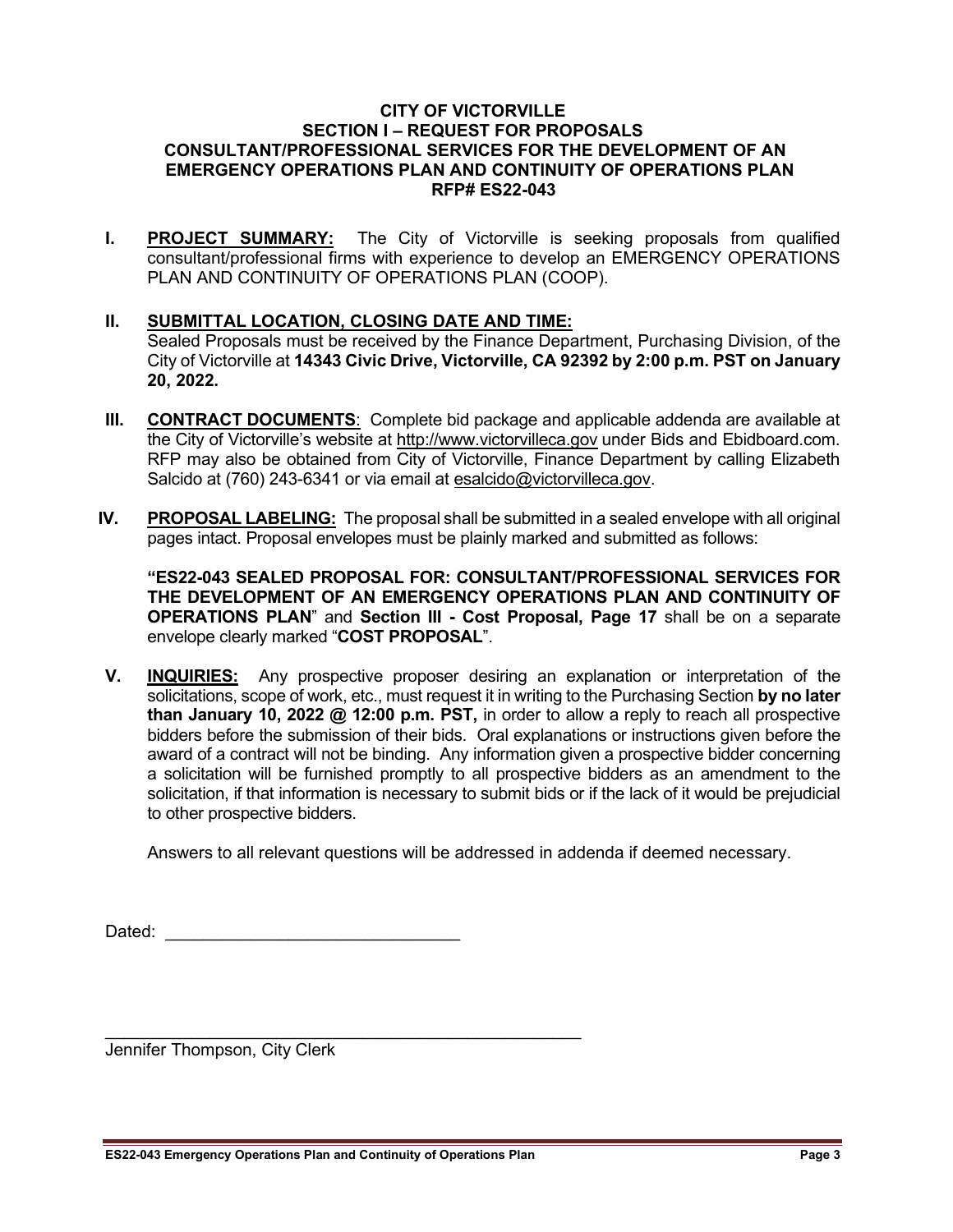**CITY OF VICTORVILLE**
**SECTION I – REQUEST FOR PROPOSALS**
**CONSULTANT/PROFESSIONAL SERVICES FOR THE DEVELOPMENT OF AN EMERGENCY OPERATIONS PLAN AND CONTINUITY OF OPERATIONS PLAN**
**RFP# ES22-043**

**I. PROJECT SUMMARY:** The City of Victorville is seeking proposals from qualified consultant/professional firms with experience to develop an EMERGENCY OPERATIONS PLAN AND CONTINUITY OF OPERATIONS PLAN (COOP).

**II. SUBMITTAL LOCATION, CLOSING DATE AND TIME:**
Sealed Proposals must be received by the Finance Department, Purchasing Division, of the City of Victorville at **14343 Civic Drive, Victorville, CA 92392 by 2:00 p.m. PST on January 20, 2022.**

**III. CONTRACT DOCUMENTS**: Complete bid package and applicable addenda are available at the City of Victorville's website at http://www.victorvilleca.gov under Bids and Ebidboard.com. RFP may also be obtained from City of Victorville, Finance Department by calling Elizabeth Salcido at (760) 243-6341 or via email at esalcido@victorvilleca.gov.

**IV. PROPOSAL LABELING:** The proposal shall be submitted in a sealed envelope with all original pages intact. Proposal envelopes must be plainly marked and submitted as follows:

**"ES22-043 SEALED PROPOSAL FOR: CONSULTANT/PROFESSIONAL SERVICES FOR THE DEVELOPMENT OF AN EMERGENCY OPERATIONS PLAN AND CONTINUITY OF OPERATIONS PLAN**" and **Section III - Cost Proposal, Page 17** shall be on a separate envelope clearly marked "**COST PROPOSAL**".

**V. INQUIRIES:** Any prospective proposer desiring an explanation or interpretation of the solicitations, scope of work, etc., must request it in writing to the Purchasing Section **by no later than January 10, 2022 @ 12:00 p.m. PST,** in order to allow a reply to reach all prospective bidders before the submission of their bids. Oral explanations or instructions given before the award of a contract will not be binding. Any information given a prospective bidder concerning a solicitation will be furnished promptly to all prospective bidders as an amendment to the solicitation, if that information is necessary to submit bids or if the lack of it would be prejudicial to other prospective bidders.

Answers to all relevant questions will be addressed in addenda if deemed necessary.

Dated: ______________________________

______________________________________________
Jennifer Thompson, City Clerk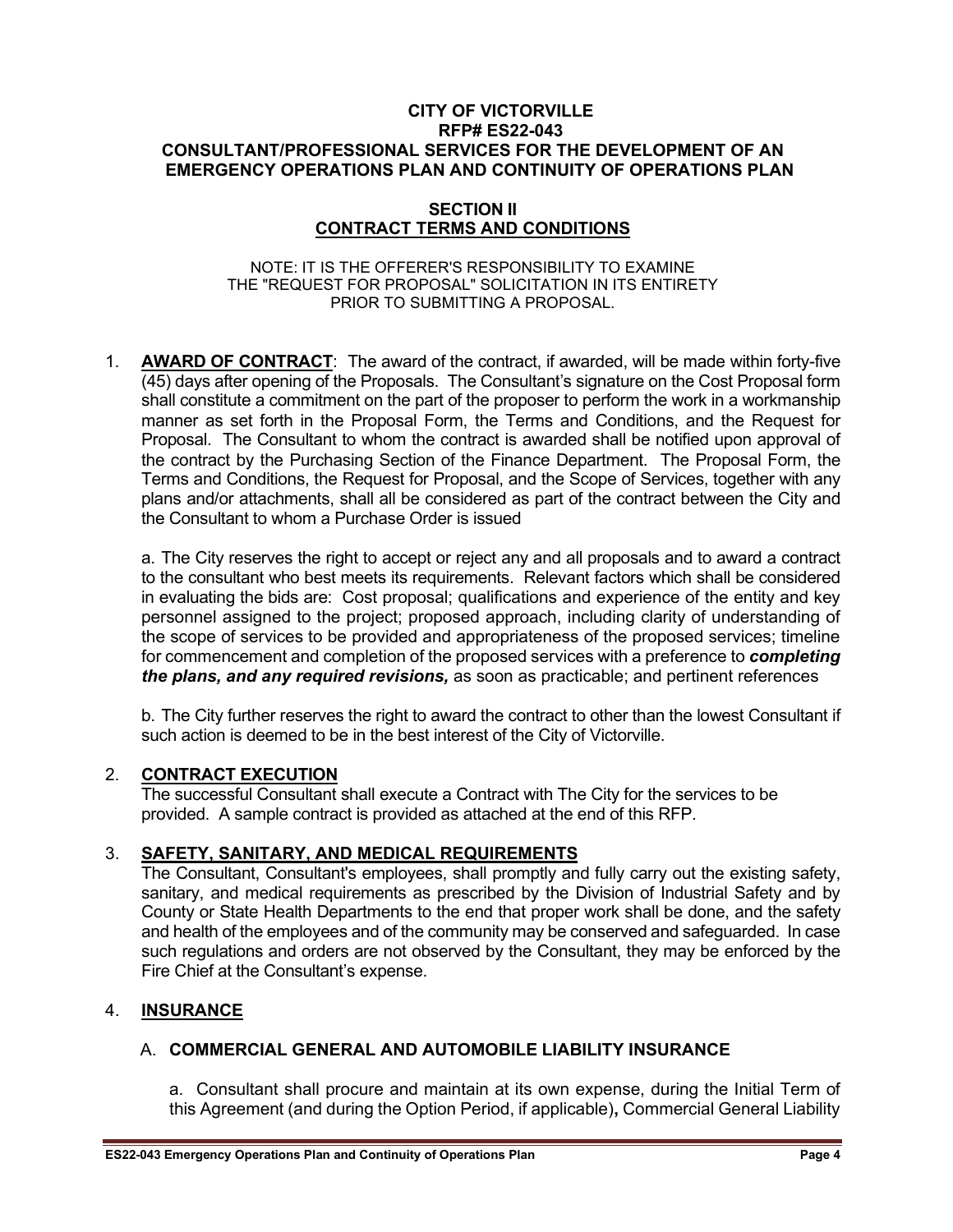**CITY OF VICTORVILLE**
**RFP# ES22-043**
**CONSULTANT/PROFESSIONAL SERVICES FOR THE DEVELOPMENT OF AN EMERGENCY OPERATIONS PLAN AND CONTINUITY OF OPERATIONS PLAN**

## SECTION II
## CONTRACT TERMS AND CONDITIONS

NOTE: IT IS THE OFFERER'S RESPONSIBILITY TO EXAMINE THE "REQUEST FOR PROPOSAL" SOLICITATION IN ITS ENTIRETY PRIOR TO SUBMITTING A PROPOSAL.

1. **AWARD OF CONTRACT**: The award of the contract, if awarded, will be made within forty-five (45) days after opening of the Proposals. The Consultant's signature on the Cost Proposal form shall constitute a commitment on the part of the proposer to perform the work in a workmanship manner as set forth in the Proposal Form, the Terms and Conditions, and the Request for Proposal. The Consultant to whom the contract is awarded shall be notified upon approval of the contract by the Purchasing Section of the Finance Department. The Proposal Form, the Terms and Conditions, the Request for Proposal, and the Scope of Services, together with any plans and/or attachments, shall all be considered as part of the contract between the City and the Consultant to whom a Purchase Order is issued

   a. The City reserves the right to accept or reject any and all proposals and to award a contract to the consultant who best meets its requirements. Relevant factors which shall be considered in evaluating the bids are: Cost proposal; qualifications and experience of the entity and key personnel assigned to the project; proposed approach, including clarity of understanding of the scope of services to be provided and appropriateness of the proposed services; timeline for commencement and completion of the proposed services with a preference to ***completing the plans, and any required revisions,*** as soon as practicable; and pertinent references

   b. The City further reserves the right to award the contract to other than the lowest Consultant if such action is deemed to be in the best interest of the City of Victorville.

2. **CONTRACT EXECUTION**
   The successful Consultant shall execute a Contract with The City for the services to be provided. A sample contract is provided as attached at the end of this RFP.

3. **SAFETY, SANITARY, AND MEDICAL REQUIREMENTS**
   The Consultant, Consultant's employees, shall promptly and fully carry out the existing safety, sanitary, and medical requirements as prescribed by the Division of Industrial Safety and by County or State Health Departments to the end that proper work shall be done, and the safety and health of the employees and of the community may be conserved and safeguarded. In case such regulations and orders are not observed by the Consultant, they may be enforced by the Fire Chief at the Consultant's expense.

4. **INSURANCE**

   A. **COMMERCIAL GENERAL AND AUTOMOBILE LIABILITY INSURANCE**

   a. Consultant shall procure and maintain at its own expense, during the Initial Term of this Agreement (and during the Option Period, if applicable)**,** Commercial General Liability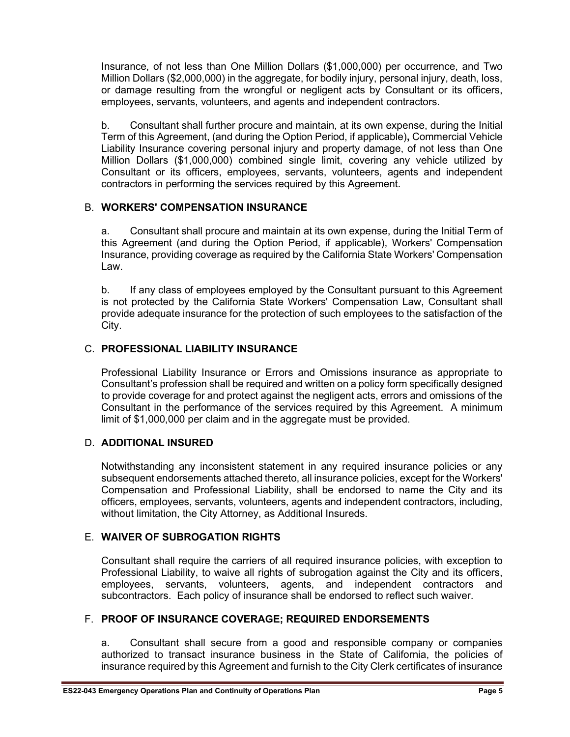Insurance, of not less than One Million Dollars ($1,000,000) per occurrence, and Two Million Dollars ($2,000,000) in the aggregate, for bodily injury, personal injury, death, loss, or damage resulting from the wrongful or negligent acts by Consultant or its officers, employees, servants, volunteers, and agents and independent contractors.

b. Consultant shall further procure and maintain, at its own expense, during the Initial Term of this Agreement, (and during the Option Period, if applicable)**,** Commercial Vehicle Liability Insurance covering personal injury and property damage, of not less than One Million Dollars ($1,000,000) combined single limit, covering any vehicle utilized by Consultant or its officers, employees, servants, volunteers, agents and independent contractors in performing the services required by this Agreement.

B. **WORKERS' COMPENSATION INSURANCE**

a. Consultant shall procure and maintain at its own expense, during the Initial Term of this Agreement (and during the Option Period, if applicable), Workers' Compensation Insurance, providing coverage as required by the California State Workers' Compensation Law.

b. If any class of employees employed by the Consultant pursuant to this Agreement is not protected by the California State Workers' Compensation Law, Consultant shall provide adequate insurance for the protection of such employees to the satisfaction of the City.

C. **PROFESSIONAL LIABILITY INSURANCE**

Professional Liability Insurance or Errors and Omissions insurance as appropriate to Consultant's profession shall be required and written on a policy form specifically designed to provide coverage for and protect against the negligent acts, errors and omissions of the Consultant in the performance of the services required by this Agreement. A minimum limit of $1,000,000 per claim and in the aggregate must be provided.

D. **ADDITIONAL INSURED**

Notwithstanding any inconsistent statement in any required insurance policies or any subsequent endorsements attached thereto, all insurance policies, except for the Workers' Compensation and Professional Liability, shall be endorsed to name the City and its officers, employees, servants, volunteers, agents and independent contractors, including, without limitation, the City Attorney, as Additional Insureds.

E. **WAIVER OF SUBROGATION RIGHTS**

Consultant shall require the carriers of all required insurance policies, with exception to Professional Liability, to waive all rights of subrogation against the City and its officers, employees, servants, volunteers, agents, and independent contractors and subcontractors. Each policy of insurance shall be endorsed to reflect such waiver.

F. **PROOF OF INSURANCE COVERAGE; REQUIRED ENDORSEMENTS**

a. Consultant shall secure from a good and responsible company or companies authorized to transact insurance business in the State of California, the policies of insurance required by this Agreement and furnish to the City Clerk certificates of insurance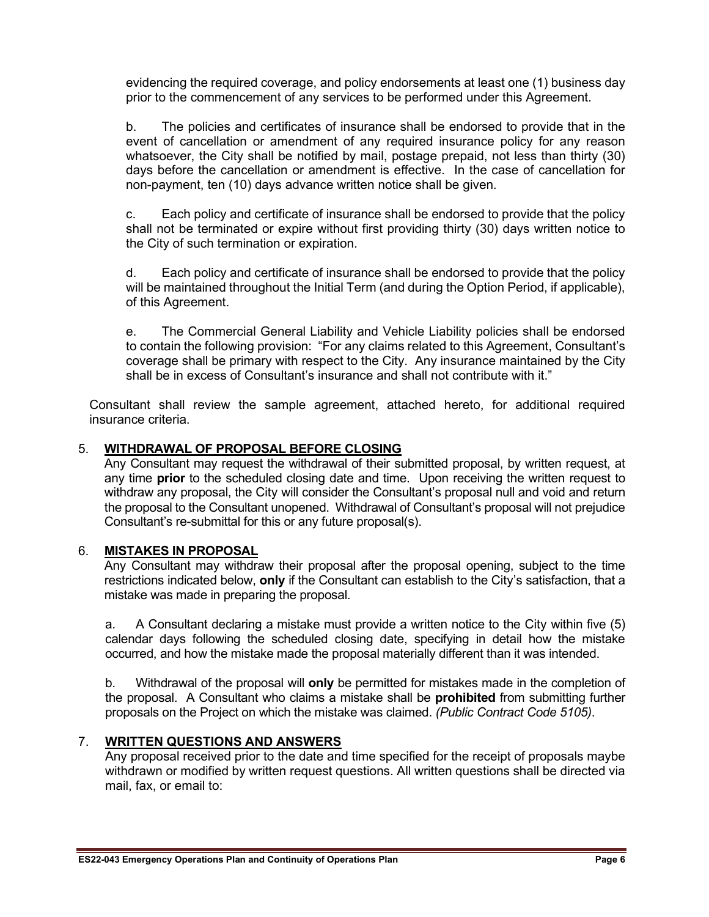evidencing the required coverage, and policy endorsements at least one (1) business day prior to the commencement of any services to be performed under this Agreement.

b. The policies and certificates of insurance shall be endorsed to provide that in the event of cancellation or amendment of any required insurance policy for any reason whatsoever, the City shall be notified by mail, postage prepaid, not less than thirty (30) days before the cancellation or amendment is effective. In the case of cancellation for non-payment, ten (10) days advance written notice shall be given.

c. Each policy and certificate of insurance shall be endorsed to provide that the policy shall not be terminated or expire without first providing thirty (30) days written notice to the City of such termination or expiration.

d. Each policy and certificate of insurance shall be endorsed to provide that the policy will be maintained throughout the Initial Term (and during the Option Period, if applicable), of this Agreement.

e. The Commercial General Liability and Vehicle Liability policies shall be endorsed to contain the following provision: "For any claims related to this Agreement, Consultant's coverage shall be primary with respect to the City. Any insurance maintained by the City shall be in excess of Consultant's insurance and shall not contribute with it."

Consultant shall review the sample agreement, attached hereto, for additional required insurance criteria.

5. **WITHDRAWAL OF PROPOSAL BEFORE CLOSING**
   Any Consultant may request the withdrawal of their submitted proposal, by written request, at any time **prior** to the scheduled closing date and time. Upon receiving the written request to withdraw any proposal, the City will consider the Consultant's proposal null and void and return the proposal to the Consultant unopened. Withdrawal of Consultant's proposal will not prejudice Consultant's re-submittal for this or any future proposal(s).

6. **MISTAKES IN PROPOSAL**
   Any Consultant may withdraw their proposal after the proposal opening, subject to the time restrictions indicated below, **only** if the Consultant can establish to the City's satisfaction, that a mistake was made in preparing the proposal.

   a. A Consultant declaring a mistake must provide a written notice to the City within five (5) calendar days following the scheduled closing date, specifying in detail how the mistake occurred, and how the mistake made the proposal materially different than it was intended.

   b. Withdrawal of the proposal will **only** be permitted for mistakes made in the completion of the proposal. A Consultant who claims a mistake shall be **prohibited** from submitting further proposals on the Project on which the mistake was claimed. *(Public Contract Code 5105)*.

7. **WRITTEN QUESTIONS AND ANSWERS**
   Any proposal received prior to the date and time specified for the receipt of proposals maybe withdrawn or modified by written request questions. All written questions shall be directed via mail, fax, or email to: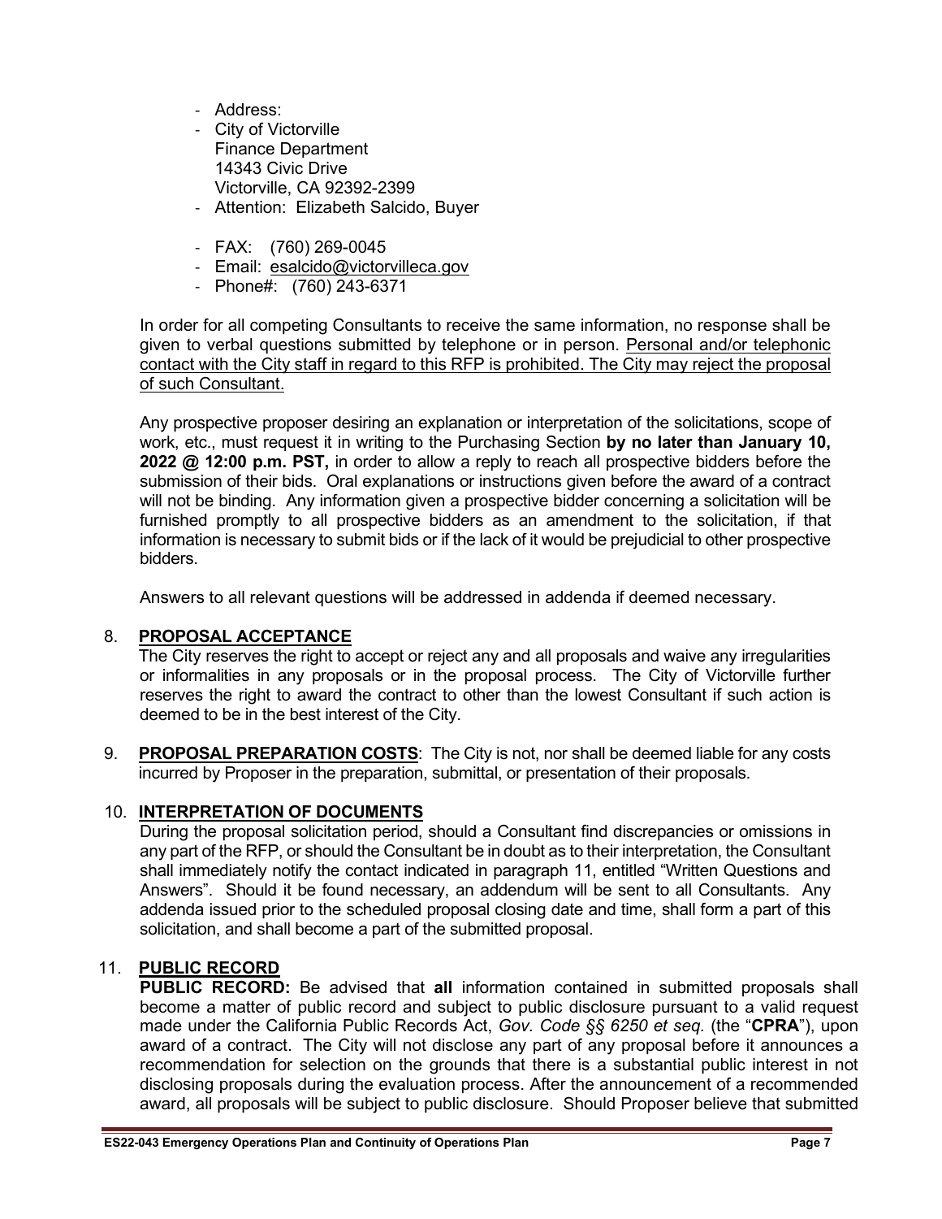- Address:
- City of Victorville
  Finance Department
  14343 Civic Drive
  Victorville, CA 92392-2399
- Attention: Elizabeth Salcido, Buyer

- FAX: (760) 269-0045
- Email: esalcido@victorvilleca.gov
- Phone#: (760) 243-6371

In order for all competing Consultants to receive the same information, no response shall be given to verbal questions submitted by telephone or in person. <u>Personal and/or telephonic contact with the City staff in regard to this RFP is prohibited. The City may reject the proposal of such Consultant.</u>

Any prospective proposer desiring an explanation or interpretation of the solicitations, scope of work, etc., must request it in writing to the Purchasing Section **by no later than January 10, 2022 @ 12:00 p.m. PST,** in order to allow a reply to reach all prospective bidders before the submission of their bids. Oral explanations or instructions given before the award of a contract will not be binding. Any information given a prospective bidder concerning a solicitation will be furnished promptly to all prospective bidders as an amendment to the solicitation, if that information is necessary to submit bids or if the lack of it would be prejudicial to other prospective bidders.

Answers to all relevant questions will be addressed in addenda if deemed necessary.

8. **<u>PROPOSAL ACCEPTANCE</u>**
   The City reserves the right to accept or reject any and all proposals and waive any irregularities or informalities in any proposals or in the proposal process. The City of Victorville further reserves the right to award the contract to other than the lowest Consultant if such action is deemed to be in the best interest of the City.

9. **<u>PROPOSAL PREPARATION COSTS</u>**: The City is not, nor shall be deemed liable for any costs incurred by Proposer in the preparation, submittal, or presentation of their proposals.

10. **<u>INTERPRETATION OF DOCUMENTS</u>**
    During the proposal solicitation period, should a Consultant find discrepancies or omissions in any part of the RFP, or should the Consultant be in doubt as to their interpretation, the Consultant shall immediately notify the contact indicated in paragraph 11, entitled "Written Questions and Answers". Should it be found necessary, an addendum will be sent to all Consultants. Any addenda issued prior to the scheduled proposal closing date and time, shall form a part of this solicitation, and shall become a part of the submitted proposal.

11. **<u>PUBLIC RECORD</u>**
    **PUBLIC RECORD:** Be advised that **all** information contained in submitted proposals shall become a matter of public record and subject to public disclosure pursuant to a valid request made under the California Public Records Act, *Gov. Code §§ 6250 et seq.* (the "**CPRA**"), upon award of a contract. The City will not disclose any part of any proposal before it announces a recommendation for selection on the grounds that there is a substantial public interest in not disclosing proposals during the evaluation process. After the announcement of a recommended award, all proposals will be subject to public disclosure. Should Proposer believe that submitted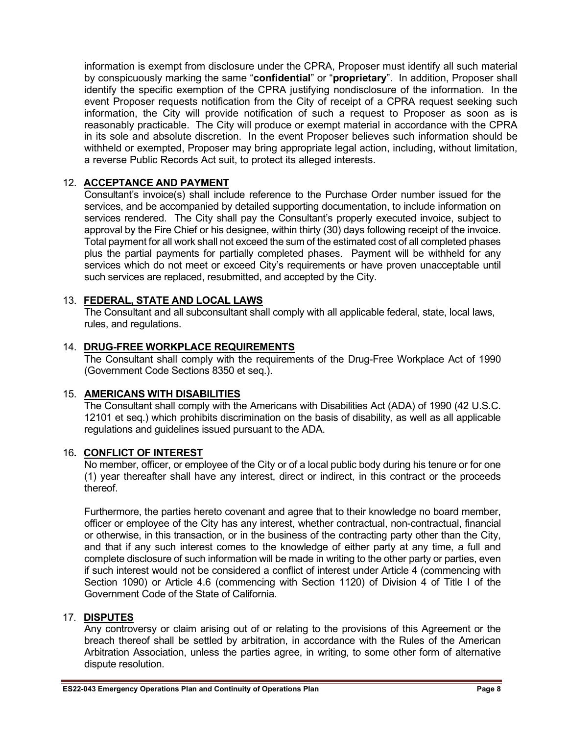information is exempt from disclosure under the CPRA, Proposer must identify all such material by conspicuously marking the same "**confidential**" or "**proprietary**". In addition, Proposer shall identify the specific exemption of the CPRA justifying nondisclosure of the information. In the event Proposer requests notification from the City of receipt of a CPRA request seeking such information, the City will provide notification of such a request to Proposer as soon as is reasonably practicable. The City will produce or exempt material in accordance with the CPRA in its sole and absolute discretion. In the event Proposer believes such information should be withheld or exempted, Proposer may bring appropriate legal action, including, without limitation, a reverse Public Records Act suit, to protect its alleged interests.

## 12. ACCEPTANCE AND PAYMENT

Consultant's invoice(s) shall include reference to the Purchase Order number issued for the services, and be accompanied by detailed supporting documentation, to include information on services rendered. The City shall pay the Consultant's properly executed invoice, subject to approval by the Fire Chief or his designee, within thirty (30) days following receipt of the invoice. Total payment for all work shall not exceed the sum of the estimated cost of all completed phases plus the partial payments for partially completed phases. Payment will be withheld for any services which do not meet or exceed City's requirements or have proven unacceptable until such services are replaced, resubmitted, and accepted by the City.

## 13. FEDERAL, STATE AND LOCAL LAWS

The Consultant and all subconsultant shall comply with all applicable federal, state, local laws, rules, and regulations.

## 14. DRUG-FREE WORKPLACE REQUIREMENTS

The Consultant shall comply with the requirements of the Drug-Free Workplace Act of 1990 (Government Code Sections 8350 et seq.).

## 15. AMERICANS WITH DISABILITIES

The Consultant shall comply with the Americans with Disabilities Act (ADA) of 1990 (42 U.S.C. 12101 et seq.) which prohibits discrimination on the basis of disability, as well as all applicable regulations and guidelines issued pursuant to the ADA.

## 16. CONFLICT OF INTEREST

No member, officer, or employee of the City or of a local public body during his tenure or for one (1) year thereafter shall have any interest, direct or indirect, in this contract or the proceeds thereof.

Furthermore, the parties hereto covenant and agree that to their knowledge no board member, officer or employee of the City has any interest, whether contractual, non-contractual, financial or otherwise, in this transaction, or in the business of the contracting party other than the City, and that if any such interest comes to the knowledge of either party at any time, a full and complete disclosure of such information will be made in writing to the other party or parties, even if such interest would not be considered a conflict of interest under Article 4 (commencing with Section 1090) or Article 4.6 (commencing with Section 1120) of Division 4 of Title I of the Government Code of the State of California.

## 17. DISPUTES

Any controversy or claim arising out of or relating to the provisions of this Agreement or the breach thereof shall be settled by arbitration, in accordance with the Rules of the American Arbitration Association, unless the parties agree, in writing, to some other form of alternative dispute resolution.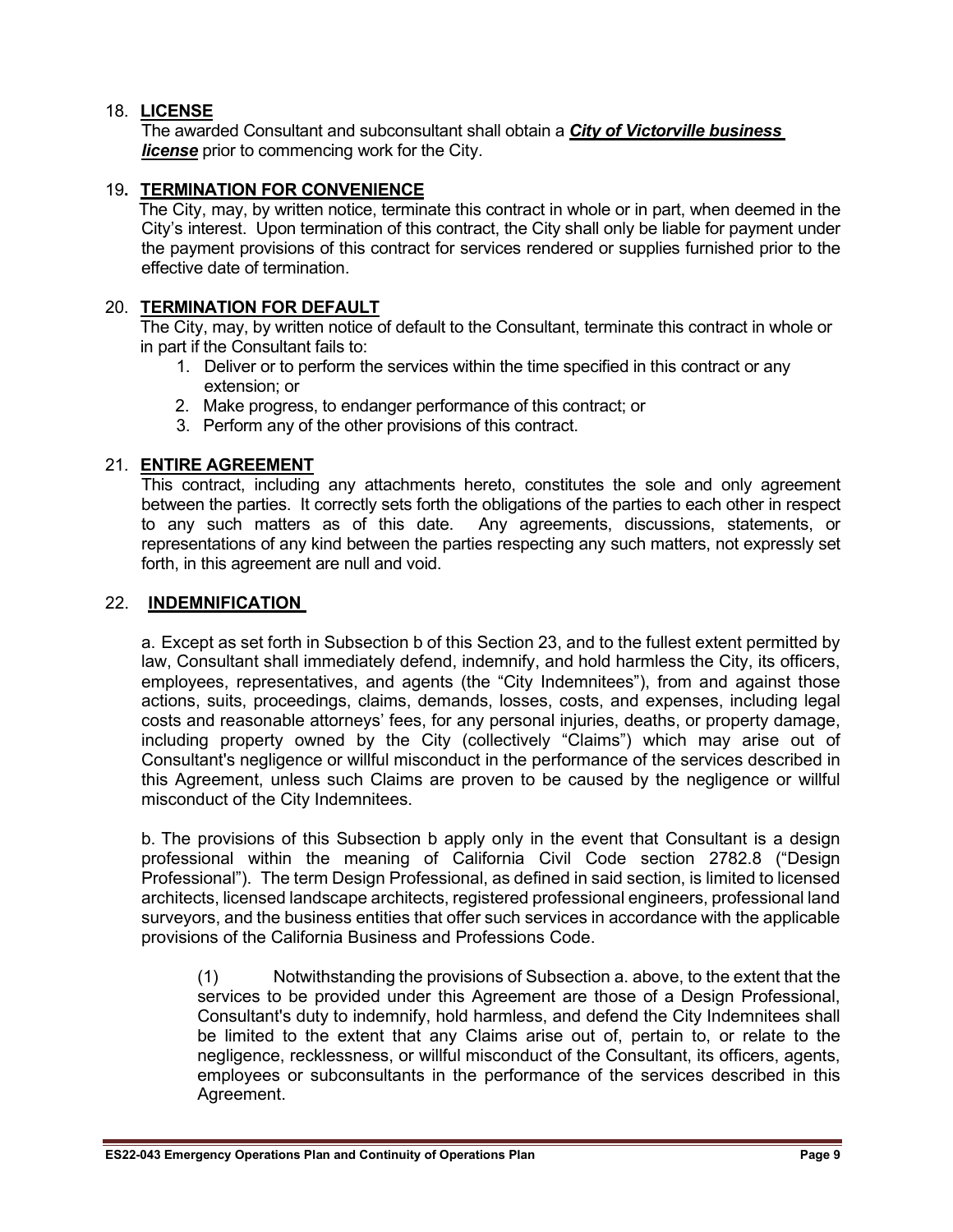18. **LICENSE**

The awarded Consultant and subconsultant shall obtain a ***City of Victorville business license*** prior to commencing work for the City.

19. **TERMINATION FOR CONVENIENCE**

The City, may, by written notice, terminate this contract in whole or in part, when deemed in the City's interest. Upon termination of this contract, the City shall only be liable for payment under the payment provisions of this contract for services rendered or supplies furnished prior to the effective date of termination.

20. **TERMINATION FOR DEFAULT**

The City, may, by written notice of default to the Consultant, terminate this contract in whole or in part if the Consultant fails to:

1. Deliver or to perform the services within the time specified in this contract or any extension; or
2. Make progress, to endanger performance of this contract; or
3. Perform any of the other provisions of this contract.

21. **ENTIRE AGREEMENT**

This contract, including any attachments hereto, constitutes the sole and only agreement between the parties. It correctly sets forth the obligations of the parties to each other in respect to any such matters as of this date. Any agreements, discussions, statements, or representations of any kind between the parties respecting any such matters, not expressly set forth, in this agreement are null and void.

22. **INDEMNIFICATION**

a. Except as set forth in Subsection b of this Section 23, and to the fullest extent permitted by law, Consultant shall immediately defend, indemnify, and hold harmless the City, its officers, employees, representatives, and agents (the "City Indemnitees"), from and against those actions, suits, proceedings, claims, demands, losses, costs, and expenses, including legal costs and reasonable attorneys' fees, for any personal injuries, deaths, or property damage, including property owned by the City (collectively "Claims") which may arise out of Consultant's negligence or willful misconduct in the performance of the services described in this Agreement, unless such Claims are proven to be caused by the negligence or willful misconduct of the City Indemnitees.

b. The provisions of this Subsection b apply only in the event that Consultant is a design professional within the meaning of California Civil Code section 2782.8 ("Design Professional"). The term Design Professional, as defined in said section, is limited to licensed architects, licensed landscape architects, registered professional engineers, professional land surveyors, and the business entities that offer such services in accordance with the applicable provisions of the California Business and Professions Code.

(1) Notwithstanding the provisions of Subsection a. above, to the extent that the services to be provided under this Agreement are those of a Design Professional, Consultant's duty to indemnify, hold harmless, and defend the City Indemnitees shall be limited to the extent that any Claims arise out of, pertain to, or relate to the negligence, recklessness, or willful misconduct of the Consultant, its officers, agents, employees or subconsultants in the performance of the services described in this Agreement.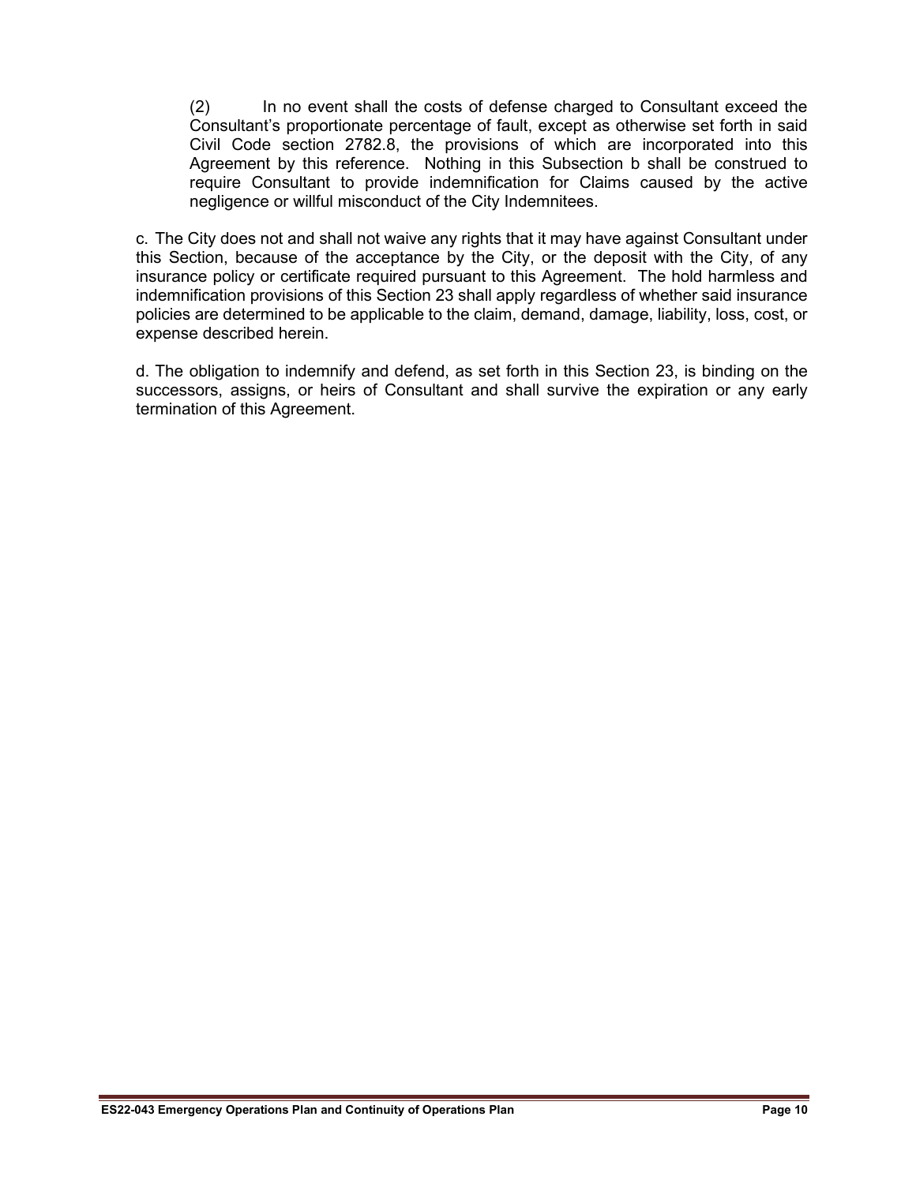(2) In no event shall the costs of defense charged to Consultant exceed the Consultant's proportionate percentage of fault, except as otherwise set forth in said Civil Code section 2782.8, the provisions of which are incorporated into this Agreement by this reference. Nothing in this Subsection b shall be construed to require Consultant to provide indemnification for Claims caused by the active negligence or willful misconduct of the City Indemnitees.

c. The City does not and shall not waive any rights that it may have against Consultant under this Section, because of the acceptance by the City, or the deposit with the City, of any insurance policy or certificate required pursuant to this Agreement. The hold harmless and indemnification provisions of this Section 23 shall apply regardless of whether said insurance policies are determined to be applicable to the claim, demand, damage, liability, loss, cost, or expense described herein.

d. The obligation to indemnify and defend, as set forth in this Section 23, is binding on the successors, assigns, or heirs of Consultant and shall survive the expiration or any early termination of this Agreement.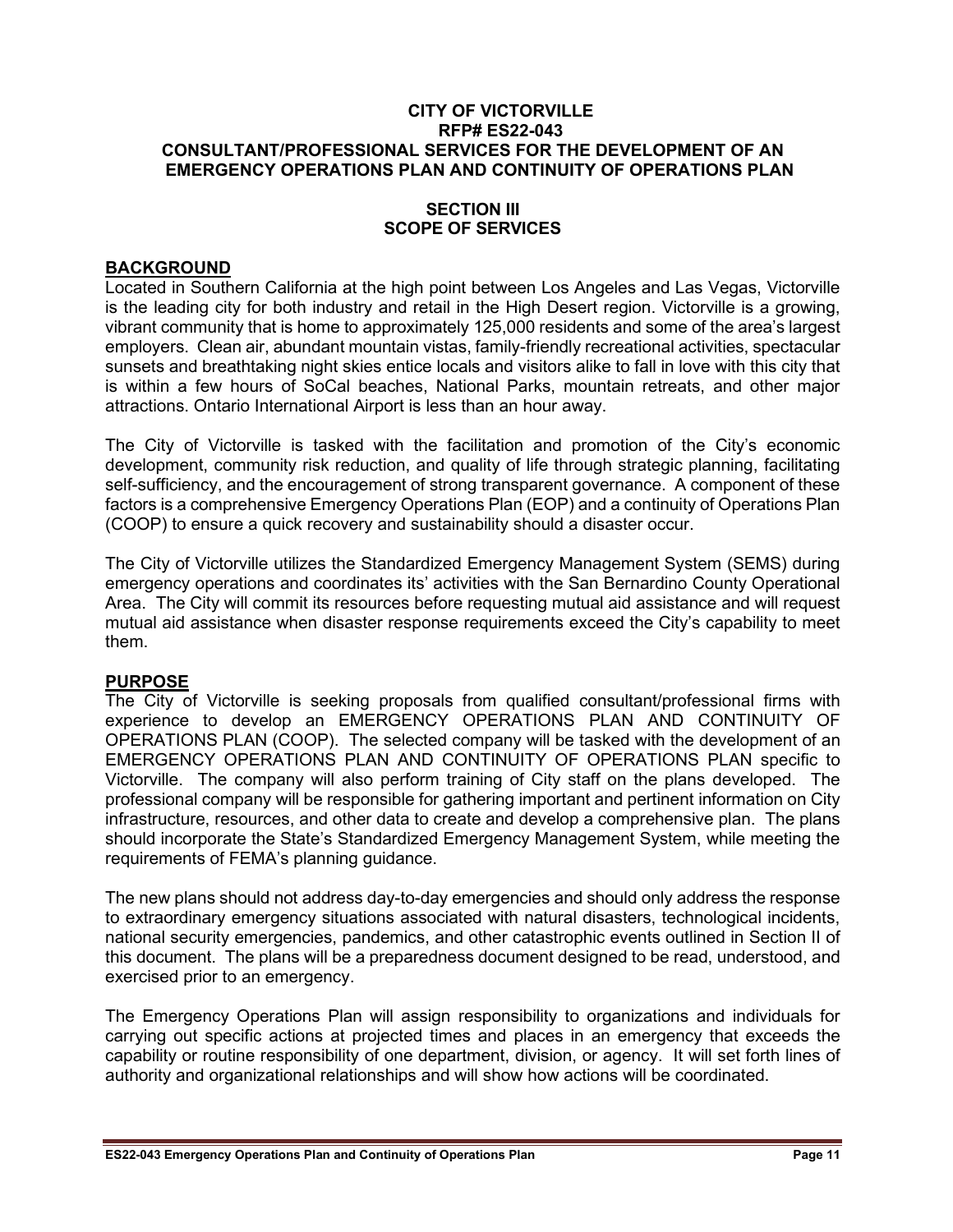**CITY OF VICTORVILLE**
**RFP# ES22-043**
**CONSULTANT/PROFESSIONAL SERVICES FOR THE DEVELOPMENT OF AN EMERGENCY OPERATIONS PLAN AND CONTINUITY OF OPERATIONS PLAN**

# SECTION III
# SCOPE OF SERVICES

## BACKGROUND

Located in Southern California at the high point between Los Angeles and Las Vegas, Victorville is the leading city for both industry and retail in the High Desert region. Victorville is a growing, vibrant community that is home to approximately 125,000 residents and some of the area's largest employers. Clean air, abundant mountain vistas, family-friendly recreational activities, spectacular sunsets and breathtaking night skies entice locals and visitors alike to fall in love with this city that is within a few hours of SoCal beaches, National Parks, mountain retreats, and other major attractions. Ontario International Airport is less than an hour away.

The City of Victorville is tasked with the facilitation and promotion of the City's economic development, community risk reduction, and quality of life through strategic planning, facilitating self-sufficiency, and the encouragement of strong transparent governance. A component of these factors is a comprehensive Emergency Operations Plan (EOP) and a continuity of Operations Plan (COOP) to ensure a quick recovery and sustainability should a disaster occur.

The City of Victorville utilizes the Standardized Emergency Management System (SEMS) during emergency operations and coordinates its' activities with the San Bernardino County Operational Area. The City will commit its resources before requesting mutual aid assistance and will request mutual aid assistance when disaster response requirements exceed the City's capability to meet them.

## PURPOSE

The City of Victorville is seeking proposals from qualified consultant/professional firms with experience to develop an EMERGENCY OPERATIONS PLAN AND CONTINUITY OF OPERATIONS PLAN (COOP). The selected company will be tasked with the development of an EMERGENCY OPERATIONS PLAN AND CONTINUITY OF OPERATIONS PLAN specific to Victorville. The company will also perform training of City staff on the plans developed. The professional company will be responsible for gathering important and pertinent information on City infrastructure, resources, and other data to create and develop a comprehensive plan. The plans should incorporate the State's Standardized Emergency Management System, while meeting the requirements of FEMA's planning guidance.

The new plans should not address day-to-day emergencies and should only address the response to extraordinary emergency situations associated with natural disasters, technological incidents, national security emergencies, pandemics, and other catastrophic events outlined in Section II of this document. The plans will be a preparedness document designed to be read, understood, and exercised prior to an emergency.

The Emergency Operations Plan will assign responsibility to organizations and individuals for carrying out specific actions at projected times and places in an emergency that exceeds the capability or routine responsibility of one department, division, or agency. It will set forth lines of authority and organizational relationships and will show how actions will be coordinated.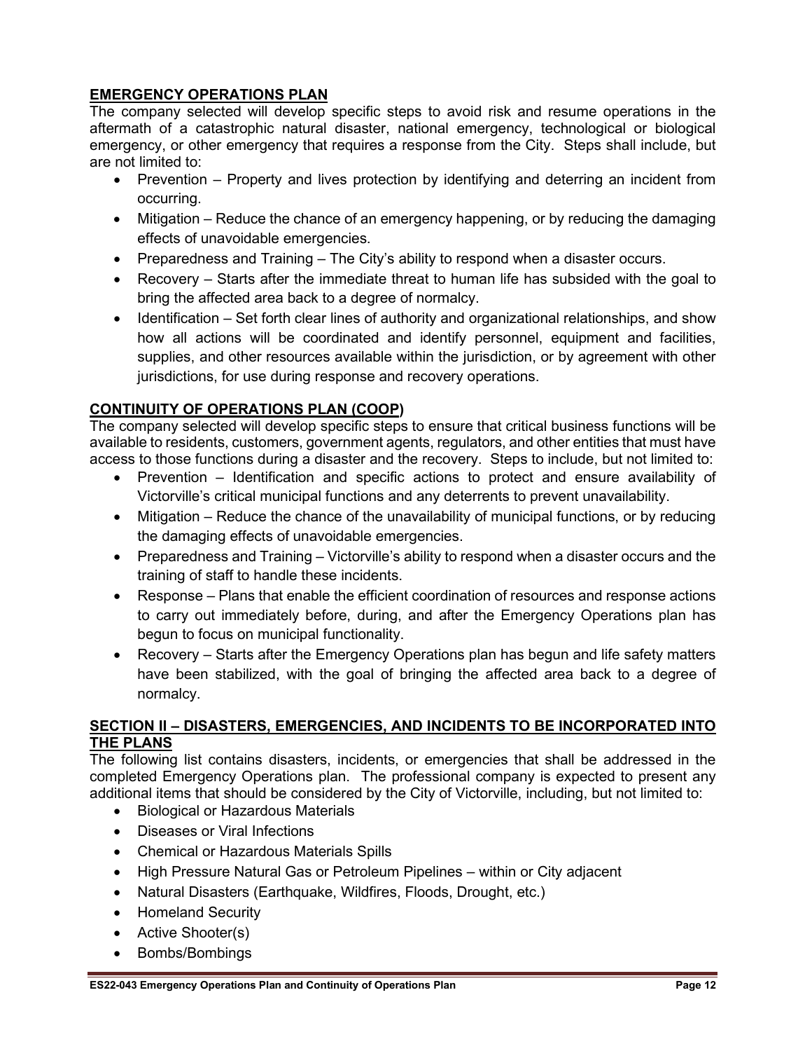## EMERGENCY OPERATIONS PLAN

The company selected will develop specific steps to avoid risk and resume operations in the aftermath of a catastrophic natural disaster, national emergency, technological or biological emergency, or other emergency that requires a response from the City. Steps shall include, but are not limited to:

- Prevention – Property and lives protection by identifying and deterring an incident from occurring.
- Mitigation – Reduce the chance of an emergency happening, or by reducing the damaging effects of unavoidable emergencies.
- Preparedness and Training – The City's ability to respond when a disaster occurs.
- Recovery – Starts after the immediate threat to human life has subsided with the goal to bring the affected area back to a degree of normalcy.
- Identification – Set forth clear lines of authority and organizational relationships, and show how all actions will be coordinated and identify personnel, equipment and facilities, supplies, and other resources available within the jurisdiction, or by agreement with other jurisdictions, for use during response and recovery operations.

## CONTINUITY OF OPERATIONS PLAN (COOP)

The company selected will develop specific steps to ensure that critical business functions will be available to residents, customers, government agents, regulators, and other entities that must have access to those functions during a disaster and the recovery. Steps to include, but not limited to:

- Prevention – Identification and specific actions to protect and ensure availability of Victorville's critical municipal functions and any deterrents to prevent unavailability.
- Mitigation – Reduce the chance of the unavailability of municipal functions, or by reducing the damaging effects of unavoidable emergencies.
- Preparedness and Training – Victorville's ability to respond when a disaster occurs and the training of staff to handle these incidents.
- Response – Plans that enable the efficient coordination of resources and response actions to carry out immediately before, during, and after the Emergency Operations plan has begun to focus on municipal functionality.
- Recovery – Starts after the Emergency Operations plan has begun and life safety matters have been stabilized, with the goal of bringing the affected area back to a degree of normalcy.

## SECTION II – DISASTERS, EMERGENCIES, AND INCIDENTS TO BE INCORPORATED INTO THE PLANS

The following list contains disasters, incidents, or emergencies that shall be addressed in the completed Emergency Operations plan. The professional company is expected to present any additional items that should be considered by the City of Victorville, including, but not limited to:

- Biological or Hazardous Materials
- Diseases or Viral Infections
- Chemical or Hazardous Materials Spills
- High Pressure Natural Gas or Petroleum Pipelines – within or City adjacent
- Natural Disasters (Earthquake, Wildfires, Floods, Drought, etc.)
- Homeland Security
- Active Shooter(s)
- Bombs/Bombings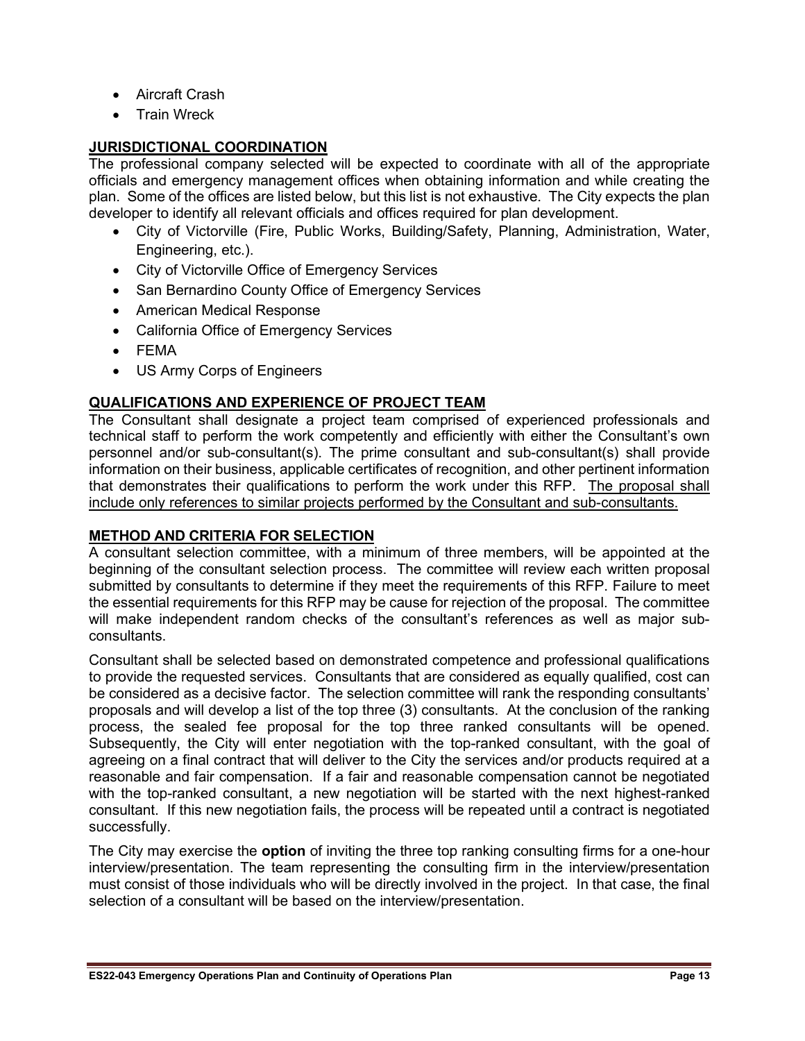- Aircraft Crash
- Train Wreck

## JURISDICTIONAL COORDINATION

The professional company selected will be expected to coordinate with all of the appropriate officials and emergency management offices when obtaining information and while creating the plan. Some of the offices are listed below, but this list is not exhaustive. The City expects the plan developer to identify all relevant officials and offices required for plan development.

- City of Victorville (Fire, Public Works, Building/Safety, Planning, Administration, Water, Engineering, etc.).
- City of Victorville Office of Emergency Services
- San Bernardino County Office of Emergency Services
- American Medical Response
- California Office of Emergency Services
- FEMA
- US Army Corps of Engineers

## QUALIFICATIONS AND EXPERIENCE OF PROJECT TEAM

The Consultant shall designate a project team comprised of experienced professionals and technical staff to perform the work competently and efficiently with either the Consultant's own personnel and/or sub-consultant(s). The prime consultant and sub-consultant(s) shall provide information on their business, applicable certificates of recognition, and other pertinent information that demonstrates their qualifications to perform the work under this RFP. <u>The proposal shall include only references to similar projects performed by the Consultant and sub-consultants.</u>

## METHOD AND CRITERIA FOR SELECTION

A consultant selection committee, with a minimum of three members, will be appointed at the beginning of the consultant selection process. The committee will review each written proposal submitted by consultants to determine if they meet the requirements of this RFP. Failure to meet the essential requirements for this RFP may be cause for rejection of the proposal. The committee will make independent random checks of the consultant's references as well as major sub-consultants.

Consultant shall be selected based on demonstrated competence and professional qualifications to provide the requested services. Consultants that are considered as equally qualified, cost can be considered as a decisive factor. The selection committee will rank the responding consultants' proposals and will develop a list of the top three (3) consultants. At the conclusion of the ranking process, the sealed fee proposal for the top three ranked consultants will be opened. Subsequently, the City will enter negotiation with the top-ranked consultant, with the goal of agreeing on a final contract that will deliver to the City the services and/or products required at a reasonable and fair compensation. If a fair and reasonable compensation cannot be negotiated with the top-ranked consultant, a new negotiation will be started with the next highest-ranked consultant. If this new negotiation fails, the process will be repeated until a contract is negotiated successfully.

The City may exercise the **option** of inviting the three top ranking consulting firms for a one-hour interview/presentation. The team representing the consulting firm in the interview/presentation must consist of those individuals who will be directly involved in the project. In that case, the final selection of a consultant will be based on the interview/presentation.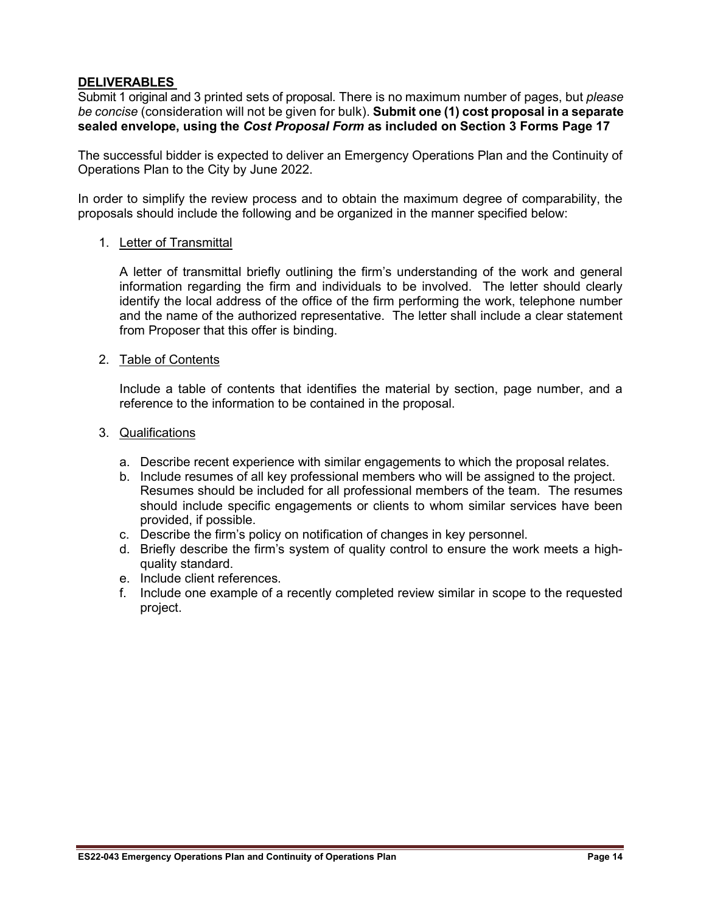## DELIVERABLES

Submit 1 original and 3 printed sets of proposal. There is no maximum number of pages, but *please be concise* (consideration will not be given for bulk). **Submit one (1) cost proposal in a separate sealed envelope, using the *Cost Proposal Form* as included on Section 3 Forms Page 17**

The successful bidder is expected to deliver an Emergency Operations Plan and the Continuity of Operations Plan to the City by June 2022.

In order to simplify the review process and to obtain the maximum degree of comparability, the proposals should include the following and be organized in the manner specified below:

1. Letter of Transmittal

   A letter of transmittal briefly outlining the firm's understanding of the work and general information regarding the firm and individuals to be involved. The letter should clearly identify the local address of the office of the firm performing the work, telephone number and the name of the authorized representative. The letter shall include a clear statement from Proposer that this offer is binding.

2. Table of Contents

   Include a table of contents that identifies the material by section, page number, and a reference to the information to be contained in the proposal.

3. Qualifications

   a. Describe recent experience with similar engagements to which the proposal relates.
   b. Include resumes of all key professional members who will be assigned to the project. Resumes should be included for all professional members of the team. The resumes should include specific engagements or clients to whom similar services have been provided, if possible.
   c. Describe the firm's policy on notification of changes in key personnel.
   d. Briefly describe the firm's system of quality control to ensure the work meets a high-quality standard.
   e. Include client references.
   f. Include one example of a recently completed review similar in scope to the requested project.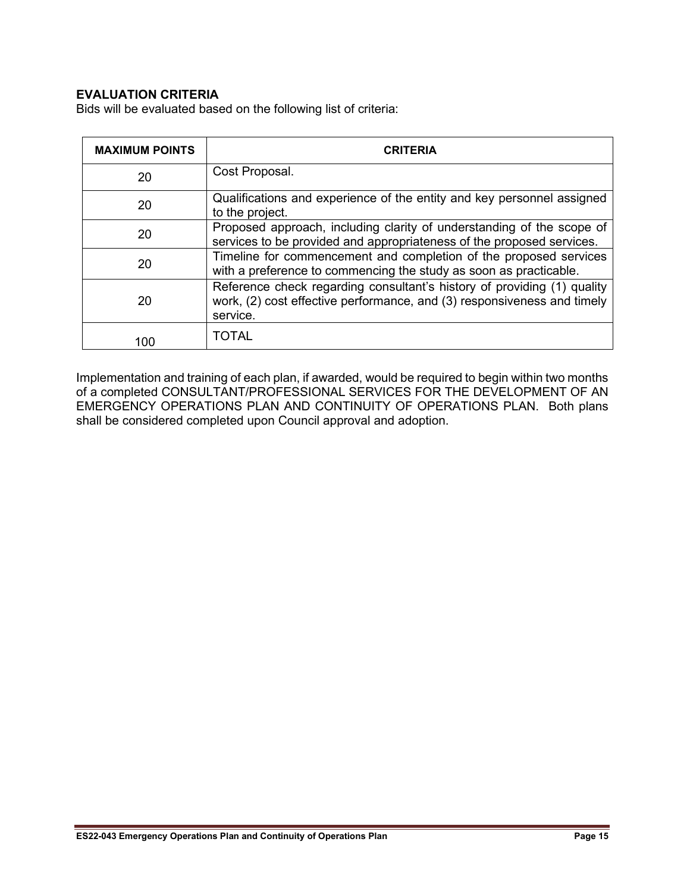### EVALUATION CRITERIA

Bids will be evaluated based on the following list of criteria:

| MAXIMUM POINTS | CRITERIA |
|---|---|
| 20 | Cost Proposal. |
| 20 | Qualifications and experience of the entity and key personnel assigned to the project. |
| 20 | Proposed approach, including clarity of understanding of the scope of services to be provided and appropriateness of the proposed services. |
| 20 | Timeline for commencement and completion of the proposed services with a preference to commencing the study as soon as practicable. |
| 20 | Reference check regarding consultant's history of providing (1) quality work, (2) cost effective performance, and (3) responsiveness and timely service. |
| 100 | TOTAL |

Implementation and training of each plan, if awarded, would be required to begin within two months of a completed CONSULTANT/PROFESSIONAL SERVICES FOR THE DEVELOPMENT OF AN EMERGENCY OPERATIONS PLAN AND CONTINUITY OF OPERATIONS PLAN. Both plans shall be considered completed upon Council approval and adoption.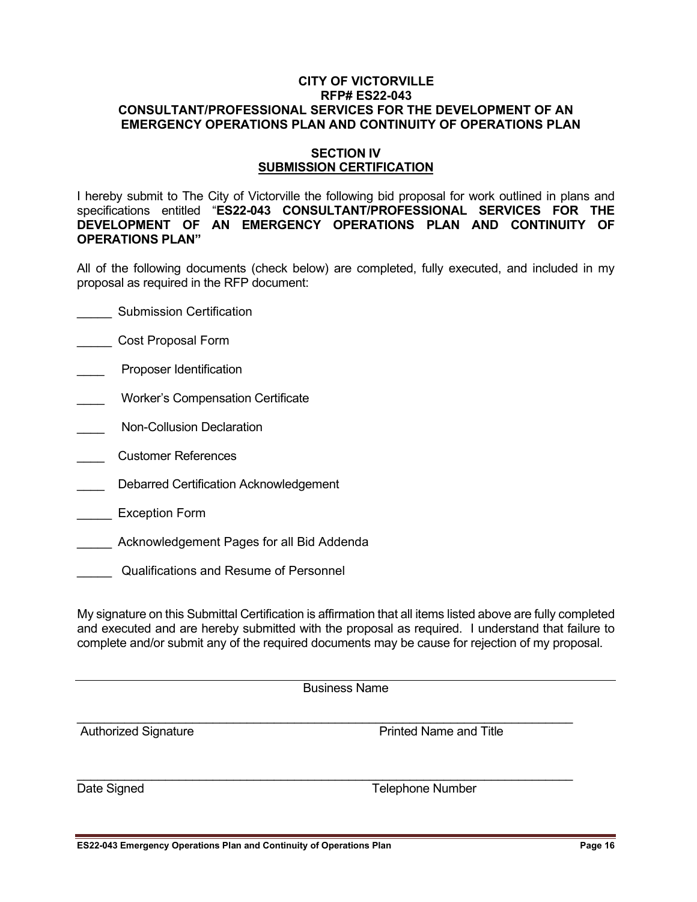**CITY OF VICTORVILLE**
**RFP# ES22-043**
**CONSULTANT/PROFESSIONAL SERVICES FOR THE DEVELOPMENT OF AN EMERGENCY OPERATIONS PLAN AND CONTINUITY OF OPERATIONS PLAN**

## SECTION IV
## SUBMISSION CERTIFICATION

I hereby submit to The City of Victorville the following bid proposal for work outlined in plans and specifications entitled "**ES22-043 CONSULTANT/PROFESSIONAL SERVICES FOR THE DEVELOPMENT OF AN EMERGENCY OPERATIONS PLAN AND CONTINUITY OF OPERATIONS PLAN"**

All of the following documents (check below) are completed, fully executed, and included in my proposal as required in the RFP document:

_____ Submission Certification

_____ Cost Proposal Form

____ Proposer Identification

____ Worker's Compensation Certificate

____ Non-Collusion Declaration

____ Customer References

____ Debarred Certification Acknowledgement

_____ Exception Form

_____ Acknowledgement Pages for all Bid Addenda

_____ Qualifications and Resume of Personnel

My signature on this Submittal Certification is affirmation that all items listed above are fully completed and executed and are hereby submitted with the proposal as required. I understand that failure to complete and/or submit any of the required documents may be cause for rejection of my proposal.

______________________________________________________________________
Business Name

______________________________________________________________________
Authorized Signature                                                  Printed Name and Title

______________________________________________________________________
Date Signed                                                           Telephone Number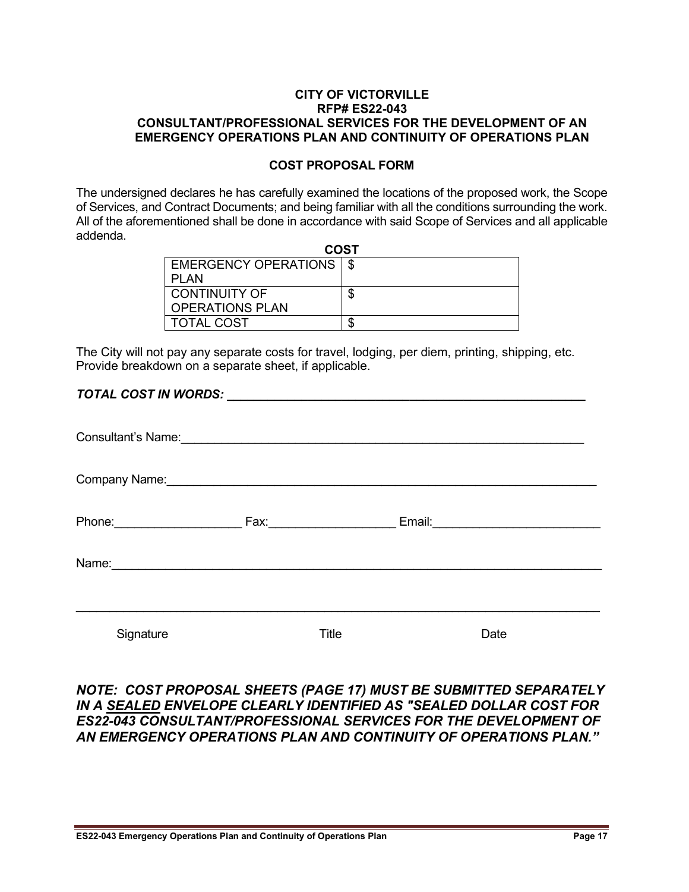**CITY OF VICTORVILLE**
**RFP# ES22-043**
**CONSULTANT/PROFESSIONAL SERVICES FOR THE DEVELOPMENT OF AN EMERGENCY OPERATIONS PLAN AND CONTINUITY OF OPERATIONS PLAN**

**COST PROPOSAL FORM**

The undersigned declares he has carefully examined the locations of the proposed work, the Scope of Services, and Contract Documents; and being familiar with all the conditions surrounding the work. All of the aforementioned shall be done in accordance with said Scope of Services and all applicable addenda.

| | **COST** |
|---|---|
| EMERGENCY OPERATIONS PLAN | $ |
| CONTINUITY OF OPERATIONS PLAN | $ |
| TOTAL COST | $ |

The City will not pay any separate costs for travel, lodging, per diem, printing, shipping, etc. Provide breakdown on a separate sheet, if applicable.

***TOTAL COST IN WORDS: _______________________________________________***

Consultant's Name:_______________________________________________

Company Name:_______________________________________________

Phone:__________________ Fax:__________________ Email:________________________

Name:_______________________________________________

_______________________________________________

Signature Title Date

***NOTE: COST PROPOSAL SHEETS (PAGE 17) MUST BE SUBMITTED SEPARATELY IN A <u>SEALED</u> ENVELOPE CLEARLY IDENTIFIED AS "SEALED DOLLAR COST FOR ES22-043 CONSULTANT/PROFESSIONAL SERVICES FOR THE DEVELOPMENT OF AN EMERGENCY OPERATIONS PLAN AND CONTINUITY OF OPERATIONS PLAN."***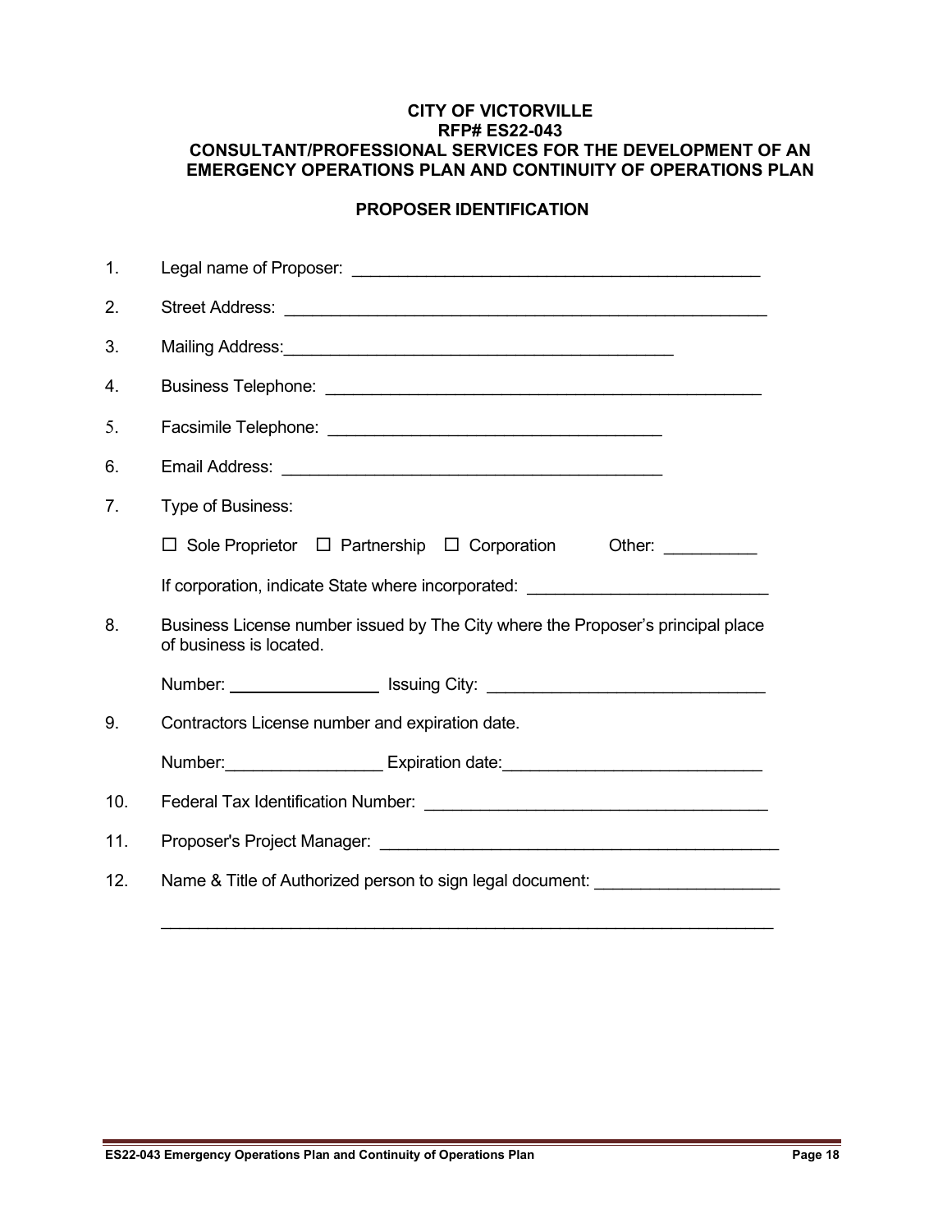**CITY OF VICTORVILLE**
**RFP# ES22-043**
**CONSULTANT/PROFESSIONAL SERVICES FOR THE DEVELOPMENT OF AN EMERGENCY OPERATIONS PLAN AND CONTINUITY OF OPERATIONS PLAN**

**PROPOSER IDENTIFICATION**

1. Legal name of Proposer: _____________________________________________

2. Street Address: ____________________________________________________

3. Mailing Address:___________________________________________

4. Business Telephone: ________________________________________________

5. Facsimile Telephone: _____________________________________

6. Email Address: ___________________________________________

7. Type of Business:

   ☐ Sole Proprietor ☐ Partnership ☐ Corporation Other: __________

   If corporation, indicate State where incorporated: _________________________

8. Business License number issued by The City where the Proposer's principal place of business is located.

   Number: ________________ Issuing City: ______________________________

9. Contractors License number and expiration date.

   Number:_________________ Expiration date:___________________________

10. Federal Tax Identification Number: _____________________________________

11. Proposer's Project Manager: ___________________________________________

12. Name & Title of Authorized person to sign legal document: ___________________

    _____________________________________________________________________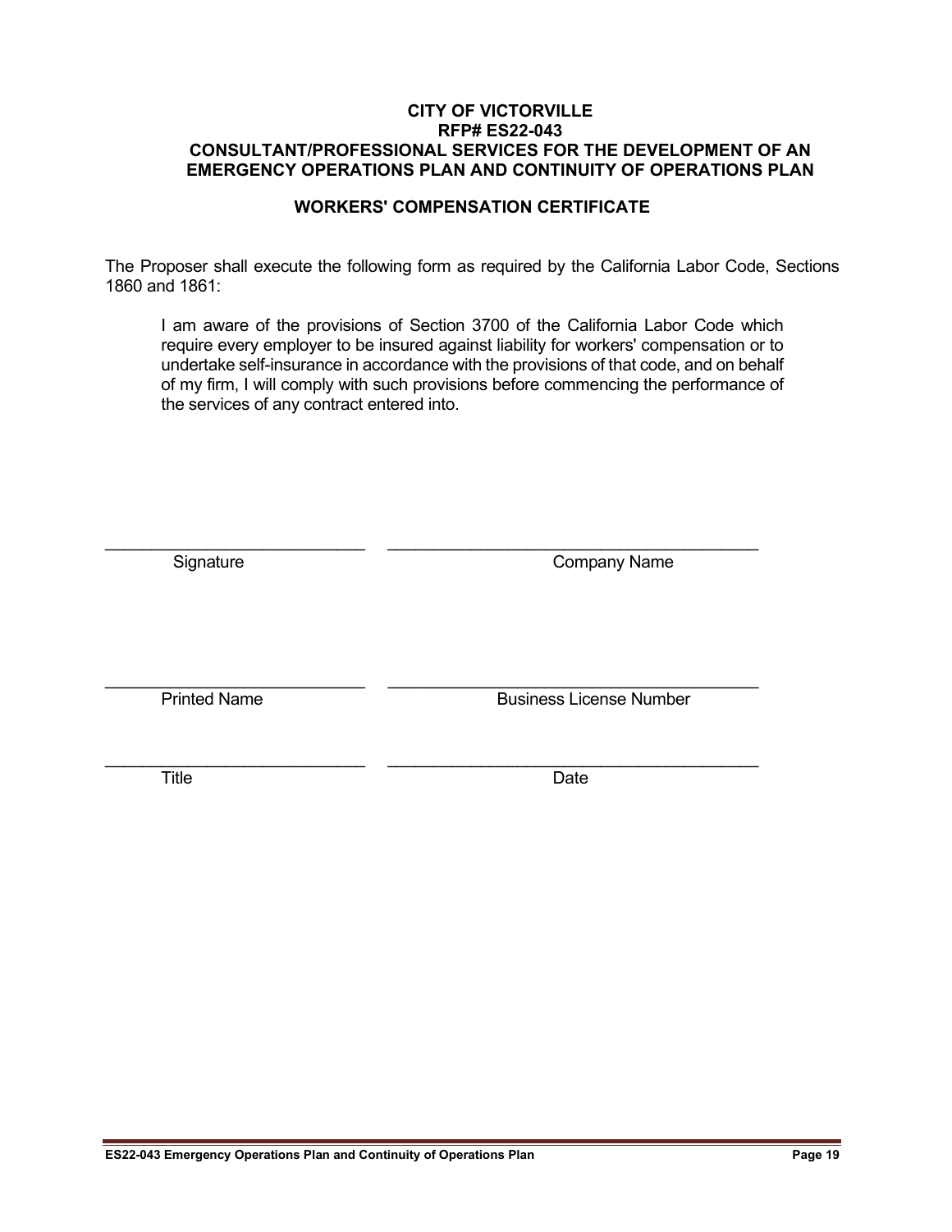**CITY OF VICTORVILLE**
**RFP# ES22-043**
**CONSULTANT/PROFESSIONAL SERVICES FOR THE DEVELOPMENT OF AN EMERGENCY OPERATIONS PLAN AND CONTINUITY OF OPERATIONS PLAN**

## WORKERS' COMPENSATION CERTIFICATE

The Proposer shall execute the following form as required by the California Labor Code, Sections 1860 and 1861:

> I am aware of the provisions of Section 3700 of the California Labor Code which require every employer to be insured against liability for workers' compensation or to undertake self-insurance in accordance with the provisions of that code, and on behalf of my firm, I will comply with such provisions before commencing the performance of the services of any contract entered into.

| ____________________________ | ________________________________________ |
|---|---|
| Signature | Company Name |
| ____________________________ | ________________________________________ |
| Printed Name | Business License Number |
| ____________________________ | ________________________________________ |
| Title | Date |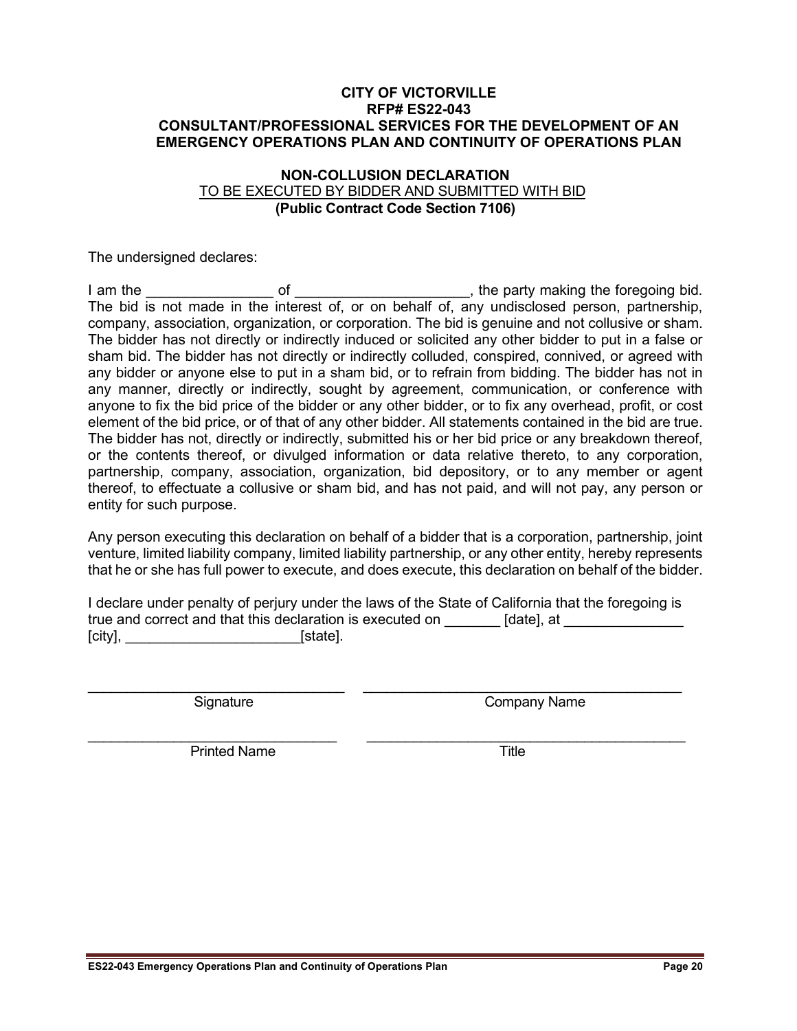**CITY OF VICTORVILLE**
**RFP# ES22-043**
**CONSULTANT/PROFESSIONAL SERVICES FOR THE DEVELOPMENT OF AN EMERGENCY OPERATIONS PLAN AND CONTINUITY OF OPERATIONS PLAN**

**NON-COLLUSION DECLARATION**
TO BE EXECUTED BY BIDDER AND SUBMITTED WITH BID
**(Public Contract Code Section 7106)**

The undersigned declares:

I am the ________________ of ______________________, the party making the foregoing bid. The bid is not made in the interest of, or on behalf of, any undisclosed person, partnership, company, association, organization, or corporation. The bid is genuine and not collusive or sham. The bidder has not directly or indirectly induced or solicited any other bidder to put in a false or sham bid. The bidder has not directly or indirectly colluded, conspired, connived, or agreed with any bidder or anyone else to put in a sham bid, or to refrain from bidding. The bidder has not in any manner, directly or indirectly, sought by agreement, communication, or conference with anyone to fix the bid price of the bidder or any other bidder, or to fix any overhead, profit, or cost element of the bid price, or of that of any other bidder. All statements contained in the bid are true. The bidder has not, directly or indirectly, submitted his or her bid price or any breakdown thereof, or the contents thereof, or divulged information or data relative thereto, to any corporation, partnership, company, association, organization, bid depository, or to any member or agent thereof, to effectuate a collusive or sham bid, and has not paid, and will not pay, any person or entity for such purpose.

Any person executing this declaration on behalf of a bidder that is a corporation, partnership, joint venture, limited liability company, limited liability partnership, or any other entity, hereby represents that he or she has full power to execute, and does execute, this declaration on behalf of the bidder.

I declare under penalty of perjury under the laws of the State of California that the foregoing is true and correct and that this declaration is executed on _______ [date], at _______________ [city], ______________________[state].

_________________________________ Signature

_________________________________ Company Name

_________________________________ Printed Name

_________________________________ Title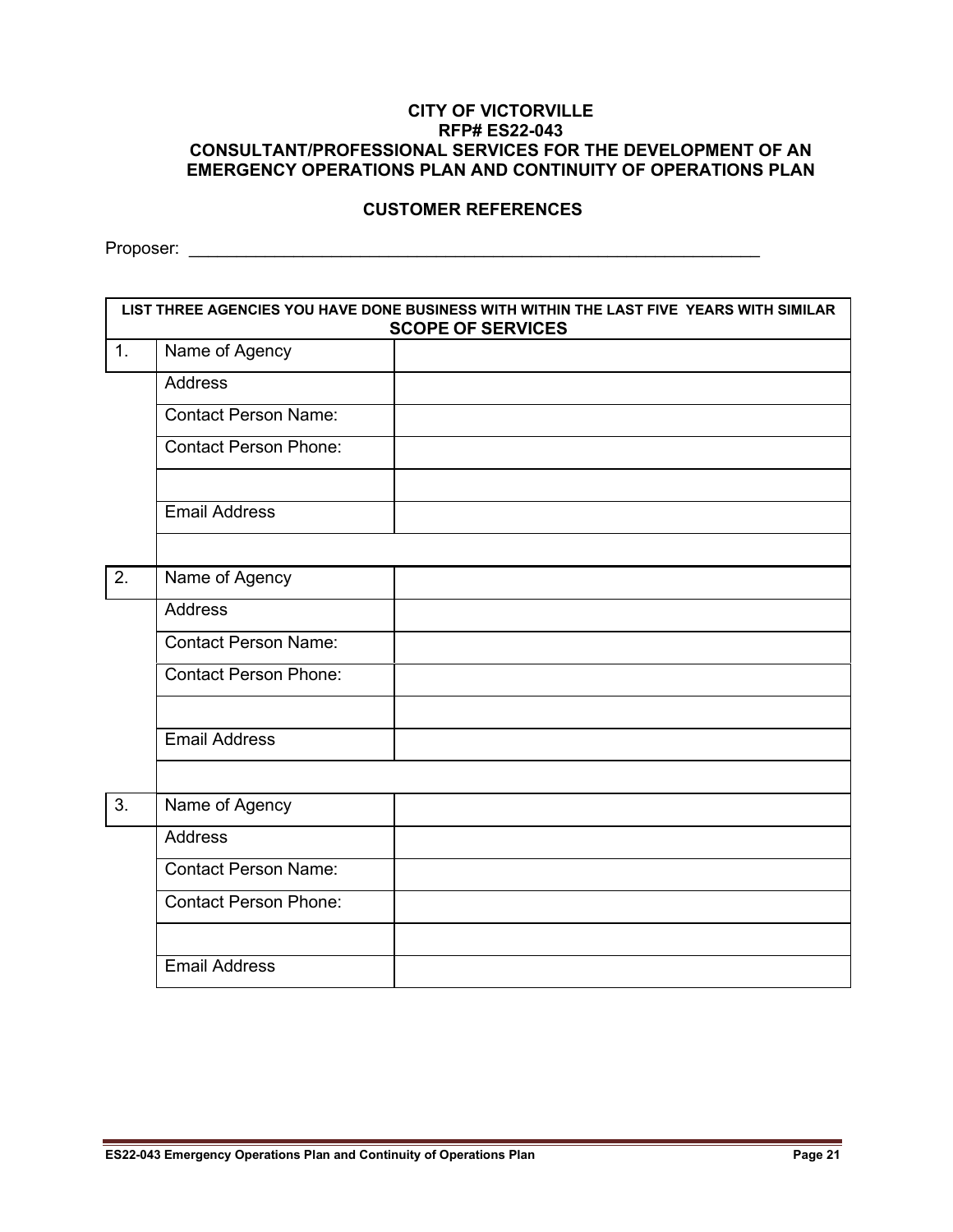**CITY OF VICTORVILLE**
**RFP# ES22-043**
**CONSULTANT/PROFESSIONAL SERVICES FOR THE DEVELOPMENT OF AN EMERGENCY OPERATIONS PLAN AND CONTINUITY OF OPERATIONS PLAN**

**CUSTOMER REFERENCES**

Proposer: ____________________________________________________________

| **LIST THREE AGENCIES YOU HAVE DONE BUSINESS WITH WITHIN THE LAST FIVE YEARS WITH SIMILAR SCOPE OF SERVICES** | | |
|---|---|---|
| 1. | Name of Agency | |
| | Address | |
| | Contact Person Name: | |
| | Contact Person Phone: | |
| | | |
| | Email Address | |
| | | |
| 2. | Name of Agency | |
| | Address | |
| | Contact Person Name: | |
| | Contact Person Phone: | |
| | | |
| | Email Address | |
| | | |
| 3. | Name of Agency | |
| | Address | |
| | Contact Person Name: | |
| | Contact Person Phone: | |
| | | |
| | Email Address | |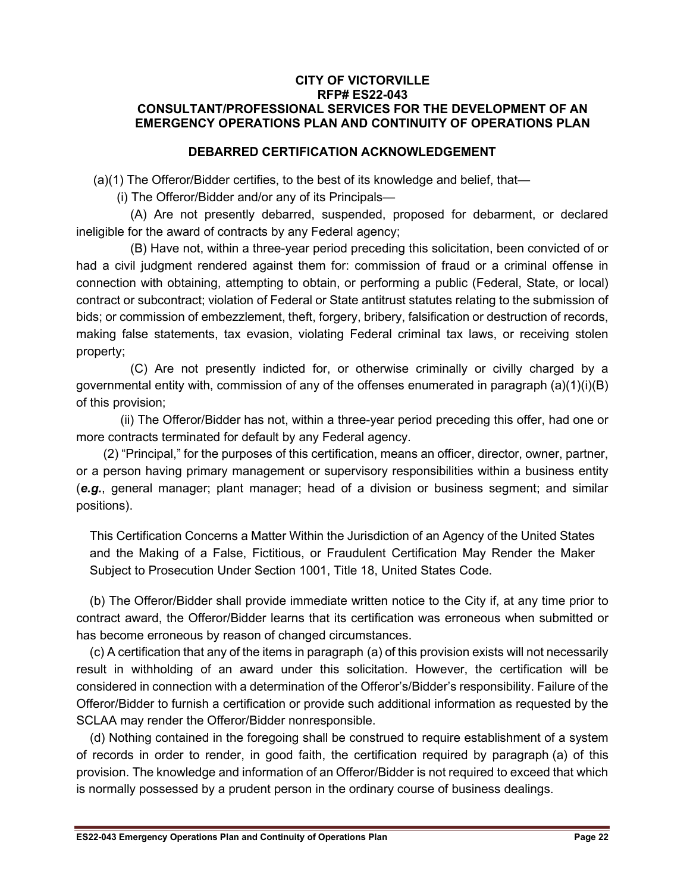**CITY OF VICTORVILLE**
**RFP# ES22-043**
**CONSULTANT/PROFESSIONAL SERVICES FOR THE DEVELOPMENT OF AN EMERGENCY OPERATIONS PLAN AND CONTINUITY OF OPERATIONS PLAN**

## DEBARRED CERTIFICATION ACKNOWLEDGEMENT

(a)(1) The Offeror/Bidder certifies, to the best of its knowledge and belief, that—

(i) The Offeror/Bidder and/or any of its Principals—

(A) Are not presently debarred, suspended, proposed for debarment, or declared ineligible for the award of contracts by any Federal agency;

(B) Have not, within a three-year period preceding this solicitation, been convicted of or had a civil judgment rendered against them for: commission of fraud or a criminal offense in connection with obtaining, attempting to obtain, or performing a public (Federal, State, or local) contract or subcontract; violation of Federal or State antitrust statutes relating to the submission of bids; or commission of embezzlement, theft, forgery, bribery, falsification or destruction of records, making false statements, tax evasion, violating Federal criminal tax laws, or receiving stolen property;

(C) Are not presently indicted for, or otherwise criminally or civilly charged by a governmental entity with, commission of any of the offenses enumerated in paragraph (a)(1)(i)(B) of this provision;

(ii) The Offeror/Bidder has not, within a three-year period preceding this offer, had one or more contracts terminated for default by any Federal agency.

(2) "Principal," for the purposes of this certification, means an officer, director, owner, partner, or a person having primary management or supervisory responsibilities within a business entity (***e.g.***, general manager; plant manager; head of a division or business segment; and similar positions).

This Certification Concerns a Matter Within the Jurisdiction of an Agency of the United States and the Making of a False, Fictitious, or Fraudulent Certification May Render the Maker Subject to Prosecution Under Section 1001, Title 18, United States Code.

(b) The Offeror/Bidder shall provide immediate written notice to the City if, at any time prior to contract award, the Offeror/Bidder learns that its certification was erroneous when submitted or has become erroneous by reason of changed circumstances.

(c) A certification that any of the items in paragraph (a) of this provision exists will not necessarily result in withholding of an award under this solicitation. However, the certification will be considered in connection with a determination of the Offeror's/Bidder's responsibility. Failure of the Offeror/Bidder to furnish a certification or provide such additional information as requested by the SCLAA may render the Offeror/Bidder nonresponsible.

(d) Nothing contained in the foregoing shall be construed to require establishment of a system of records in order to render, in good faith, the certification required by paragraph (a) of this provision. The knowledge and information of an Offeror/Bidder is not required to exceed that which is normally possessed by a prudent person in the ordinary course of business dealings.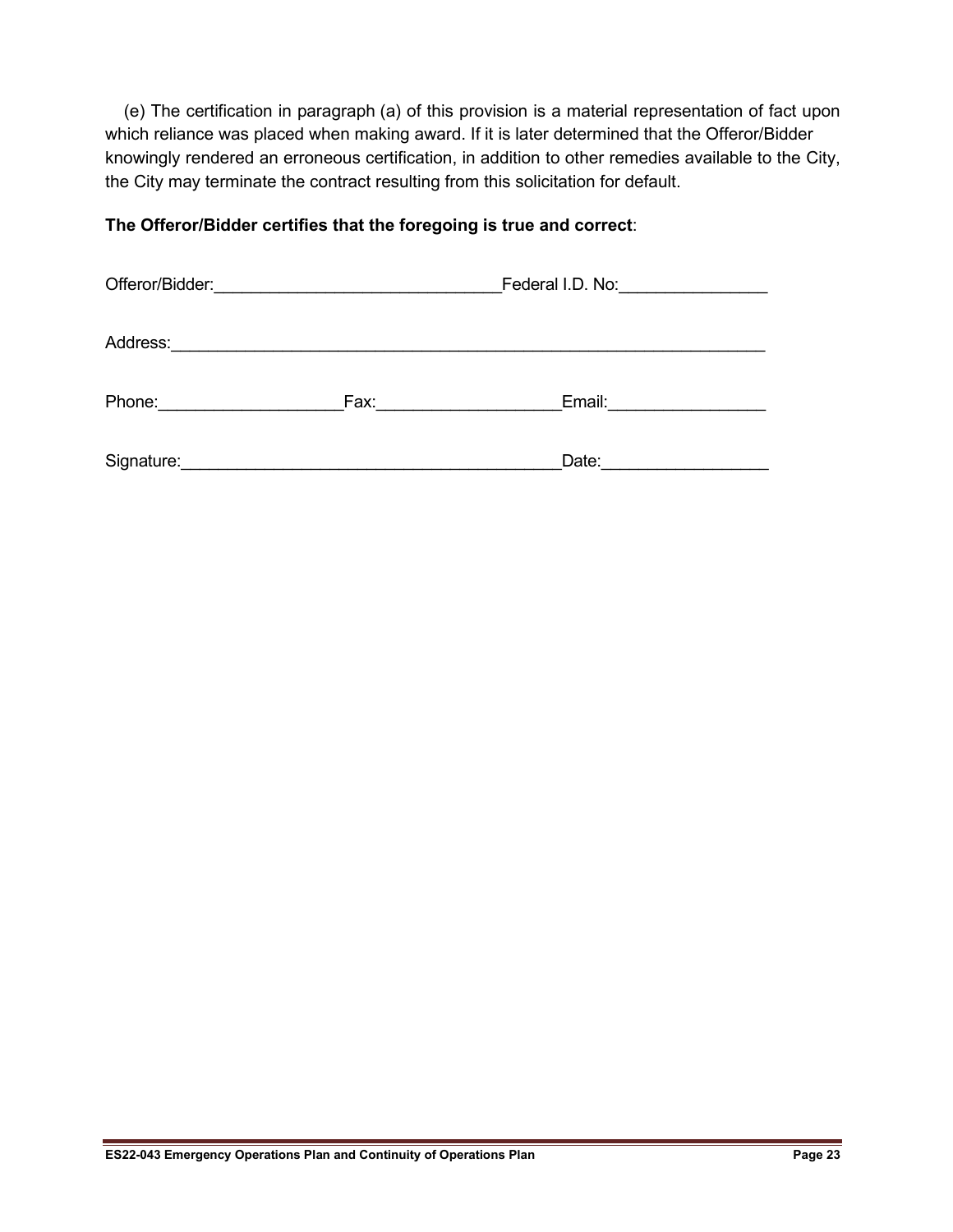(e) The certification in paragraph (a) of this provision is a material representation of fact upon which reliance was placed when making award. If it is later determined that the Offeror/Bidder knowingly rendered an erroneous certification, in addition to other remedies available to the City, the City may terminate the contract resulting from this solicitation for default.

**The Offeror/Bidder certifies that the foregoing is true and correct**:

Offeror/Bidder:______________________________Federal I.D. No:________________

Address:______________________________________________________________

Phone:___________________Fax:___________________Email:________________

Signature:________________________________________Date:_________________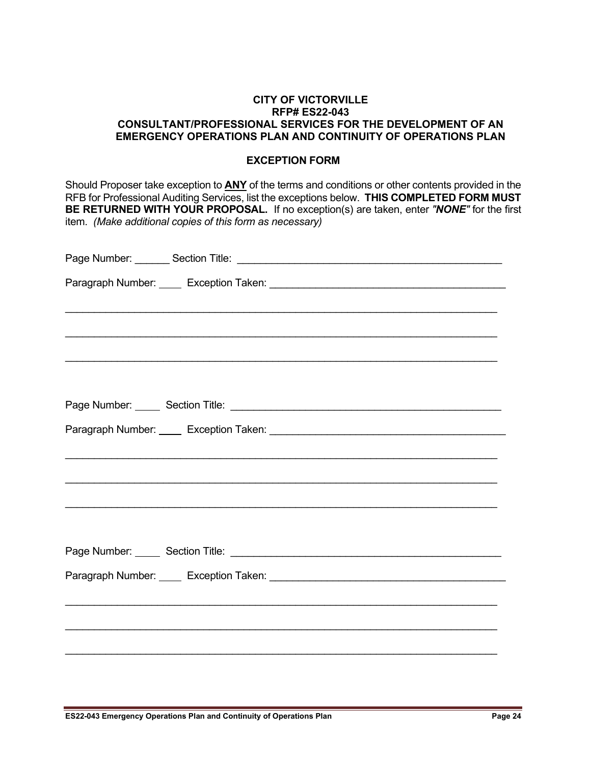**CITY OF VICTORVILLE**
**RFP# ES22-043**
**CONSULTANT/PROFESSIONAL SERVICES FOR THE DEVELOPMENT OF AN EMERGENCY OPERATIONS PLAN AND CONTINUITY OF OPERATIONS PLAN**

**EXCEPTION FORM**

Should Proposer take exception to **ANY** of the terms and conditions or other contents provided in the RFB for Professional Auditing Services, list the exceptions below. **THIS COMPLETED FORM MUST BE RETURNED WITH YOUR PROPOSAL.** If no exception(s) are taken, enter ***"NONE"*** for the first item. *(Make additional copies of this form as necessary)*

Page Number: ______ Section Title: ______________________________________________

Paragraph Number: ____ Exception Taken: ________________________________________

___________________________________________________________________________

___________________________________________________________________________

___________________________________________________________________________

Page Number: _____ Section Title: _______________________________________________

Paragraph Number: ____ Exception Taken: ________________________________________

___________________________________________________________________________

___________________________________________________________________________

___________________________________________________________________________

Page Number: _____ Section Title: _______________________________________________

Paragraph Number: ____ Exception Taken: ________________________________________

___________________________________________________________________________

___________________________________________________________________________

___________________________________________________________________________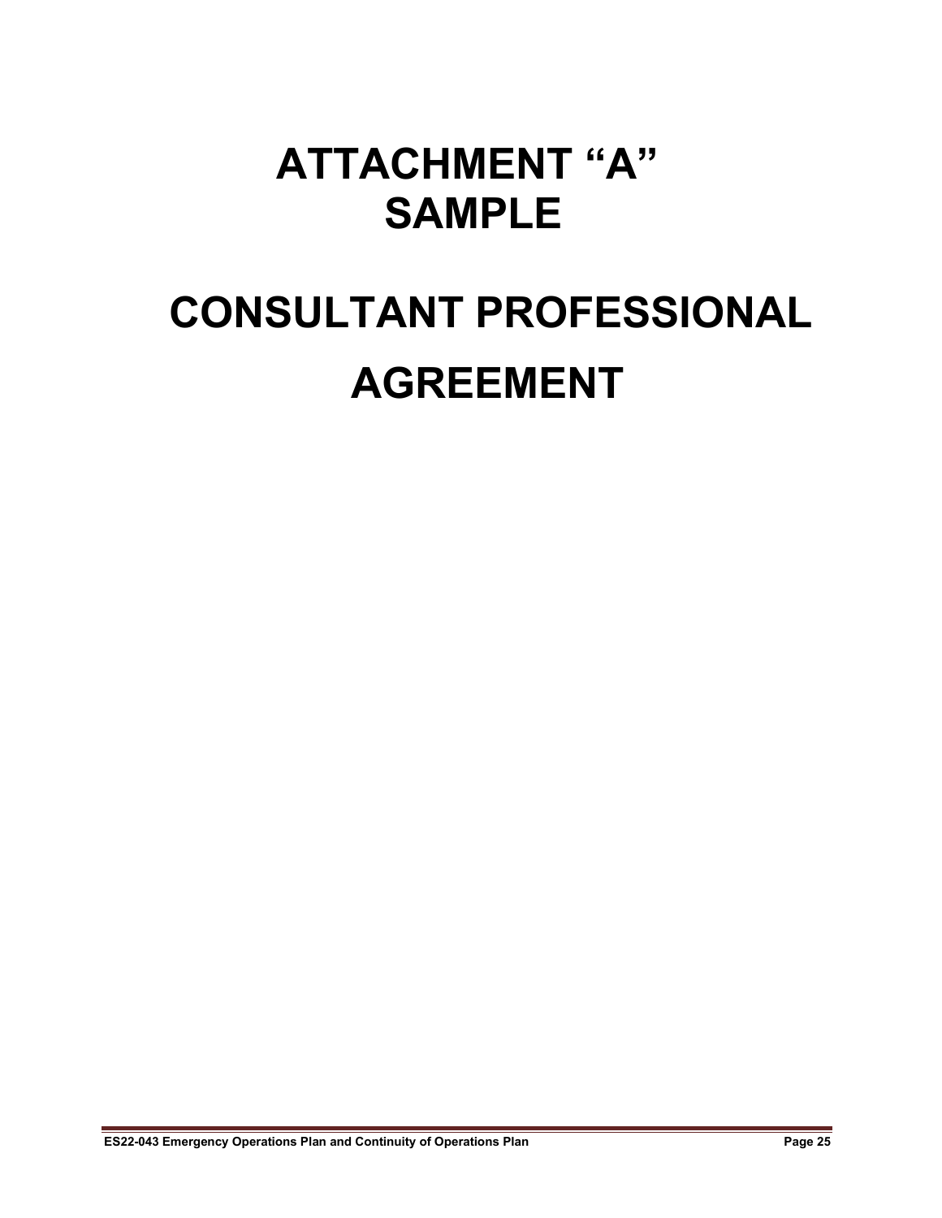# ATTACHMENT "A"
# SAMPLE

# CONSULTANT PROFESSIONAL AGREEMENT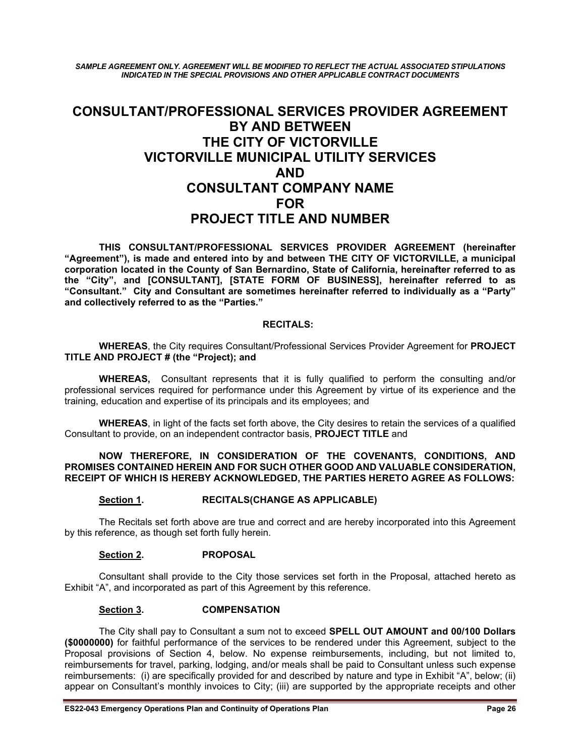*SAMPLE AGREEMENT ONLY. AGREEMENT WILL BE MODIFIED TO REFLECT THE ACTUAL ASSOCIATED STIPULATIONS INDICATED IN THE SPECIAL PROVISIONS AND OTHER APPLICABLE CONTRACT DOCUMENTS*

# CONSULTANT/PROFESSIONAL SERVICES PROVIDER AGREEMENT BY AND BETWEEN THE CITY OF VICTORVILLE VICTORVILLE MUNICIPAL UTILITY SERVICES AND CONSULTANT COMPANY NAME FOR PROJECT TITLE AND NUMBER

**THIS CONSULTANT/PROFESSIONAL SERVICES PROVIDER AGREEMENT (hereinafter "Agreement"), is made and entered into by and between THE CITY OF VICTORVILLE, a municipal corporation located in the County of San Bernardino, State of California, hereinafter referred to as the "City", and [CONSULTANT], [STATE FORM OF BUSINESS], hereinafter referred to as "Consultant." City and Consultant are sometimes hereinafter referred to individually as a "Party" and collectively referred to as the "Parties."**

**RECITALS:**

**WHEREAS**, the City requires Consultant/Professional Services Provider Agreement for **PROJECT TITLE AND PROJECT # (the "Project); and**

**WHEREAS,** Consultant represents that it is fully qualified to perform the consulting and/or professional services required for performance under this Agreement by virtue of its experience and the training, education and expertise of its principals and its employees; and

**WHEREAS**, in light of the facts set forth above, the City desires to retain the services of a qualified Consultant to provide, on an independent contractor basis, **PROJECT TITLE** and

**NOW THEREFORE, IN CONSIDERATION OF THE COVENANTS, CONDITIONS, AND PROMISES CONTAINED HEREIN AND FOR SUCH OTHER GOOD AND VALUABLE CONSIDERATION, RECEIPT OF WHICH IS HEREBY ACKNOWLEDGED, THE PARTIES HERETO AGREE AS FOLLOWS:**

**Section 1. RECITALS(CHANGE AS APPLICABLE)**

The Recitals set forth above are true and correct and are hereby incorporated into this Agreement by this reference, as though set forth fully herein.

**Section 2. PROPOSAL**

Consultant shall provide to the City those services set forth in the Proposal, attached hereto as Exhibit "A", and incorporated as part of this Agreement by this reference.

**Section 3. COMPENSATION**

The City shall pay to Consultant a sum not to exceed **SPELL OUT AMOUNT and 00/100 Dollars ($0000000)** for faithful performance of the services to be rendered under this Agreement, subject to the Proposal provisions of Section 4, below. No expense reimbursements, including, but not limited to, reimbursements for travel, parking, lodging, and/or meals shall be paid to Consultant unless such expense reimbursements: (i) are specifically provided for and described by nature and type in Exhibit "A", below; (ii) appear on Consultant's monthly invoices to City; (iii) are supported by the appropriate receipts and other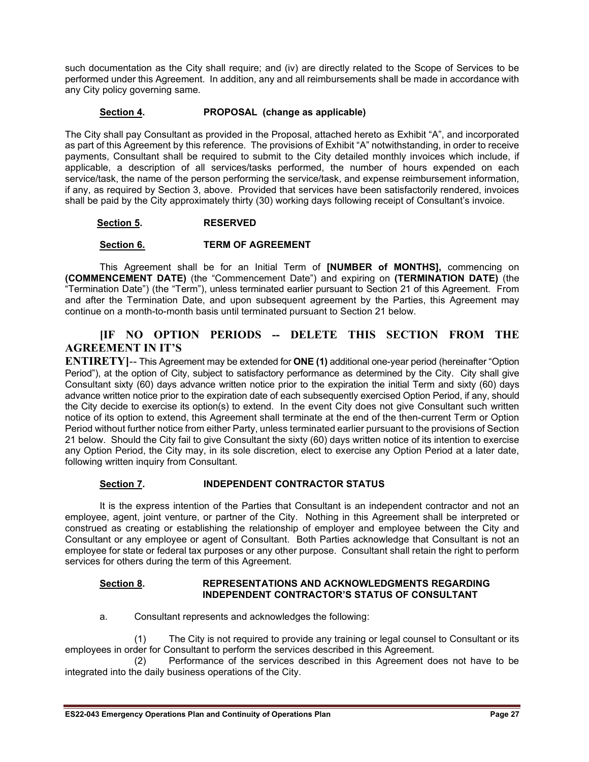such documentation as the City shall require; and (iv) are directly related to the Scope of Services to be performed under this Agreement. In addition, any and all reimbursements shall be made in accordance with any City policy governing same.

**Section 4. PROPOSAL (change as applicable)**

The City shall pay Consultant as provided in the Proposal, attached hereto as Exhibit "A", and incorporated as part of this Agreement by this reference. The provisions of Exhibit "A" notwithstanding, in order to receive payments, Consultant shall be required to submit to the City detailed monthly invoices which include, if applicable, a description of all services/tasks performed, the number of hours expended on each service/task, the name of the person performing the service/task, and expense reimbursement information, if any, as required by Section 3, above. Provided that services have been satisfactorily rendered, invoices shall be paid by the City approximately thirty (30) working days following receipt of Consultant's invoice.

**Section 5. RESERVED**

**Section 6. TERM OF AGREEMENT**

This Agreement shall be for an Initial Term of **[NUMBER of MONTHS],** commencing on **(COMMENCEMENT DATE)** (the "Commencement Date") and expiring on **(TERMINATION DATE)** (the "Termination Date") (the "Term"), unless terminated earlier pursuant to Section 21 of this Agreement. From and after the Termination Date, and upon subsequent agreement by the Parties, this Agreement may continue on a month-to-month basis until terminated pursuant to Section 21 below.

**[IF NO OPTION PERIODS -- DELETE THIS SECTION FROM THE AGREEMENT IN IT'S ENTIRETY]**-- This Agreement may be extended for **ONE (1)** additional one-year period (hereinafter "Option Period"), at the option of City, subject to satisfactory performance as determined by the City. City shall give Consultant sixty (60) days advance written notice prior to the expiration the initial Term and sixty (60) days advance written notice prior to the expiration date of each subsequently exercised Option Period, if any, should the City decide to exercise its option(s) to extend. In the event City does not give Consultant such written notice of its option to extend, this Agreement shall terminate at the end of the then-current Term or Option Period without further notice from either Party, unless terminated earlier pursuant to the provisions of Section 21 below. Should the City fail to give Consultant the sixty (60) days written notice of its intention to exercise any Option Period, the City may, in its sole discretion, elect to exercise any Option Period at a later date, following written inquiry from Consultant.

**Section 7. INDEPENDENT CONTRACTOR STATUS**

It is the express intention of the Parties that Consultant is an independent contractor and not an employee, agent, joint venture, or partner of the City. Nothing in this Agreement shall be interpreted or construed as creating or establishing the relationship of employer and employee between the City and Consultant or any employee or agent of Consultant. Both Parties acknowledge that Consultant is not an employee for state or federal tax purposes or any other purpose. Consultant shall retain the right to perform services for others during the term of this Agreement.

**Section 8. REPRESENTATIONS AND ACKNOWLEDGMENTS REGARDING INDEPENDENT CONTRACTOR'S STATUS OF CONSULTANT**

a. Consultant represents and acknowledges the following:

(1) The City is not required to provide any training or legal counsel to Consultant or its employees in order for Consultant to perform the services described in this Agreement.

(2) Performance of the services described in this Agreement does not have to be integrated into the daily business operations of the City.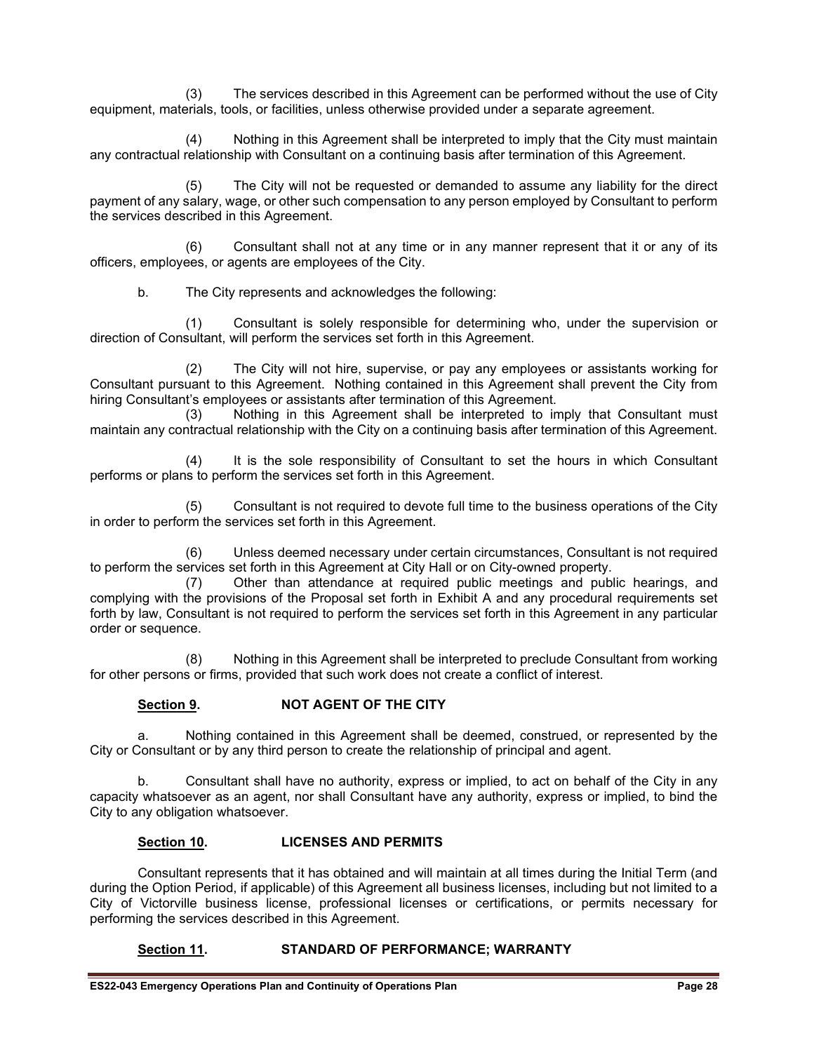(3) The services described in this Agreement can be performed without the use of City equipment, materials, tools, or facilities, unless otherwise provided under a separate agreement.

(4) Nothing in this Agreement shall be interpreted to imply that the City must maintain any contractual relationship with Consultant on a continuing basis after termination of this Agreement.

(5) The City will not be requested or demanded to assume any liability for the direct payment of any salary, wage, or other such compensation to any person employed by Consultant to perform the services described in this Agreement.

(6) Consultant shall not at any time or in any manner represent that it or any of its officers, employees, or agents are employees of the City.

b. The City represents and acknowledges the following:

(1) Consultant is solely responsible for determining who, under the supervision or direction of Consultant, will perform the services set forth in this Agreement.

(2) The City will not hire, supervise, or pay any employees or assistants working for Consultant pursuant to this Agreement. Nothing contained in this Agreement shall prevent the City from hiring Consultant's employees or assistants after termination of this Agreement.

(3) Nothing in this Agreement shall be interpreted to imply that Consultant must maintain any contractual relationship with the City on a continuing basis after termination of this Agreement.

(4) It is the sole responsibility of Consultant to set the hours in which Consultant performs or plans to perform the services set forth in this Agreement.

(5) Consultant is not required to devote full time to the business operations of the City in order to perform the services set forth in this Agreement.

(6) Unless deemed necessary under certain circumstances, Consultant is not required to perform the services set forth in this Agreement at City Hall or on City-owned property.

(7) Other than attendance at required public meetings and public hearings, and complying with the provisions of the Proposal set forth in Exhibit A and any procedural requirements set forth by law, Consultant is not required to perform the services set forth in this Agreement in any particular order or sequence.

(8) Nothing in this Agreement shall be interpreted to preclude Consultant from working for other persons or firms, provided that such work does not create a conflict of interest.

**Section 9. NOT AGENT OF THE CITY**

a. Nothing contained in this Agreement shall be deemed, construed, or represented by the City or Consultant or by any third person to create the relationship of principal and agent.

b. Consultant shall have no authority, express or implied, to act on behalf of the City in any capacity whatsoever as an agent, nor shall Consultant have any authority, express or implied, to bind the City to any obligation whatsoever.

**Section 10. LICENSES AND PERMITS**

Consultant represents that it has obtained and will maintain at all times during the Initial Term (and during the Option Period, if applicable) of this Agreement all business licenses, including but not limited to a City of Victorville business license, professional licenses or certifications, or permits necessary for performing the services described in this Agreement.

**Section 11. STANDARD OF PERFORMANCE; WARRANTY**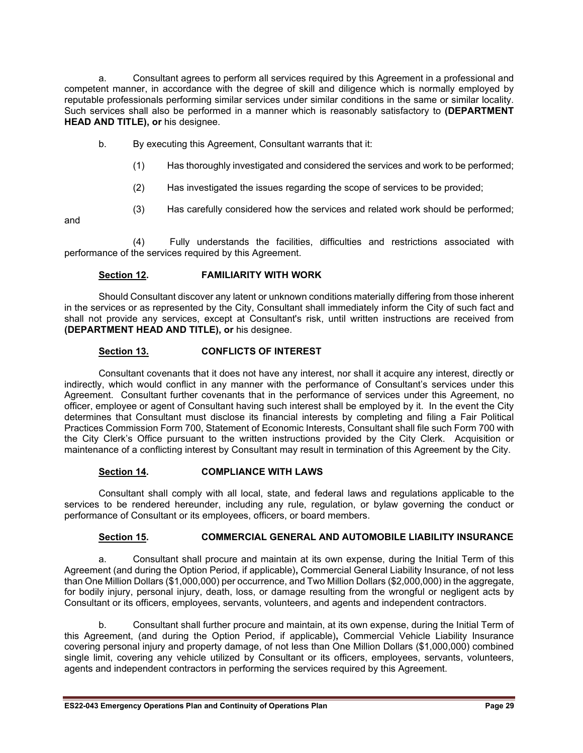a. Consultant agrees to perform all services required by this Agreement in a professional and competent manner, in accordance with the degree of skill and diligence which is normally employed by reputable professionals performing similar services under similar conditions in the same or similar locality. Such services shall also be performed in a manner which is reasonably satisfactory to **(DEPARTMENT HEAD AND TITLE), or** his designee.

b. By executing this Agreement, Consultant warrants that it:

(1) Has thoroughly investigated and considered the services and work to be performed;

(2) Has investigated the issues regarding the scope of services to be provided;

(3) Has carefully considered how the services and related work should be performed; and

(4) Fully understands the facilities, difficulties and restrictions associated with performance of the services required by this Agreement.

**Section 12.** **FAMILIARITY WITH WORK**

Should Consultant discover any latent or unknown conditions materially differing from those inherent in the services or as represented by the City, Consultant shall immediately inform the City of such fact and shall not provide any services, except at Consultant's risk, until written instructions are received from **(DEPARTMENT HEAD AND TITLE), or** his designee.

**Section 13.** **CONFLICTS OF INTEREST**

Consultant covenants that it does not have any interest, nor shall it acquire any interest, directly or indirectly, which would conflict in any manner with the performance of Consultant's services under this Agreement. Consultant further covenants that in the performance of services under this Agreement, no officer, employee or agent of Consultant having such interest shall be employed by it. In the event the City determines that Consultant must disclose its financial interests by completing and filing a Fair Political Practices Commission Form 700, Statement of Economic Interests, Consultant shall file such Form 700 with the City Clerk's Office pursuant to the written instructions provided by the City Clerk. Acquisition or maintenance of a conflicting interest by Consultant may result in termination of this Agreement by the City.

**Section 14.** **COMPLIANCE WITH LAWS**

Consultant shall comply with all local, state, and federal laws and regulations applicable to the services to be rendered hereunder, including any rule, regulation, or bylaw governing the conduct or performance of Consultant or its employees, officers, or board members.

**Section 15.** **COMMERCIAL GENERAL AND AUTOMOBILE LIABILITY INSURANCE**

a. Consultant shall procure and maintain at its own expense, during the Initial Term of this Agreement (and during the Option Period, if applicable)**,** Commercial General Liability Insurance, of not less than One Million Dollars ($1,000,000) per occurrence, and Two Million Dollars ($2,000,000) in the aggregate, for bodily injury, personal injury, death, loss, or damage resulting from the wrongful or negligent acts by Consultant or its officers, employees, servants, volunteers, and agents and independent contractors.

b. Consultant shall further procure and maintain, at its own expense, during the Initial Term of this Agreement, (and during the Option Period, if applicable)**,** Commercial Vehicle Liability Insurance covering personal injury and property damage, of not less than One Million Dollars ($1,000,000) combined single limit, covering any vehicle utilized by Consultant or its officers, employees, servants, volunteers, agents and independent contractors in performing the services required by this Agreement.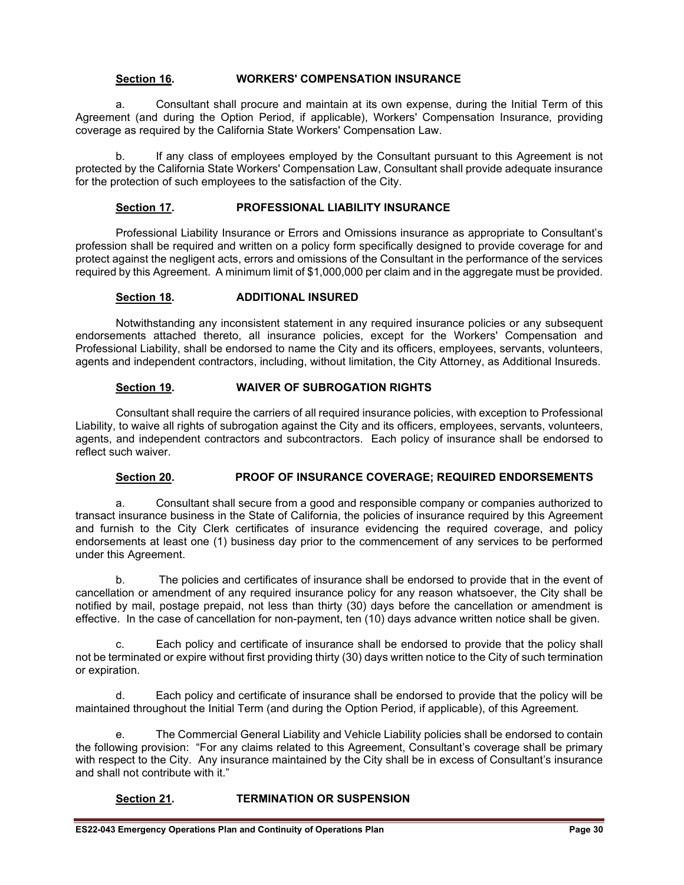**Section 16.** **WORKERS' COMPENSATION INSURANCE**

a. Consultant shall procure and maintain at its own expense, during the Initial Term of this Agreement (and during the Option Period, if applicable), Workers' Compensation Insurance, providing coverage as required by the California State Workers' Compensation Law.

b. If any class of employees employed by the Consultant pursuant to this Agreement is not protected by the California State Workers' Compensation Law, Consultant shall provide adequate insurance for the protection of such employees to the satisfaction of the City.

**Section 17.** **PROFESSIONAL LIABILITY INSURANCE**

Professional Liability Insurance or Errors and Omissions insurance as appropriate to Consultant's profession shall be required and written on a policy form specifically designed to provide coverage for and protect against the negligent acts, errors and omissions of the Consultant in the performance of the services required by this Agreement. A minimum limit of $1,000,000 per claim and in the aggregate must be provided.

**Section 18.** **ADDITIONAL INSURED**

Notwithstanding any inconsistent statement in any required insurance policies or any subsequent endorsements attached thereto, all insurance policies, except for the Workers' Compensation and Professional Liability, shall be endorsed to name the City and its officers, employees, servants, volunteers, agents and independent contractors, including, without limitation, the City Attorney, as Additional Insureds.

**Section 19.** **WAIVER OF SUBROGATION RIGHTS**

Consultant shall require the carriers of all required insurance policies, with exception to Professional Liability, to waive all rights of subrogation against the City and its officers, employees, servants, volunteers, agents, and independent contractors and subcontractors. Each policy of insurance shall be endorsed to reflect such waiver.

**Section 20.** **PROOF OF INSURANCE COVERAGE; REQUIRED ENDORSEMENTS**

a. Consultant shall secure from a good and responsible company or companies authorized to transact insurance business in the State of California, the policies of insurance required by this Agreement and furnish to the City Clerk certificates of insurance evidencing the required coverage, and policy endorsements at least one (1) business day prior to the commencement of any services to be performed under this Agreement.

b. The policies and certificates of insurance shall be endorsed to provide that in the event of cancellation or amendment of any required insurance policy for any reason whatsoever, the City shall be notified by mail, postage prepaid, not less than thirty (30) days before the cancellation or amendment is effective. In the case of cancellation for non-payment, ten (10) days advance written notice shall be given.

c. Each policy and certificate of insurance shall be endorsed to provide that the policy shall not be terminated or expire without first providing thirty (30) days written notice to the City of such termination or expiration.

d. Each policy and certificate of insurance shall be endorsed to provide that the policy will be maintained throughout the Initial Term (and during the Option Period, if applicable), of this Agreement.

e. The Commercial General Liability and Vehicle Liability policies shall be endorsed to contain the following provision: "For any claims related to this Agreement, Consultant's coverage shall be primary with respect to the City. Any insurance maintained by the City shall be in excess of Consultant's insurance and shall not contribute with it."

**Section 21.** **TERMINATION OR SUSPENSION**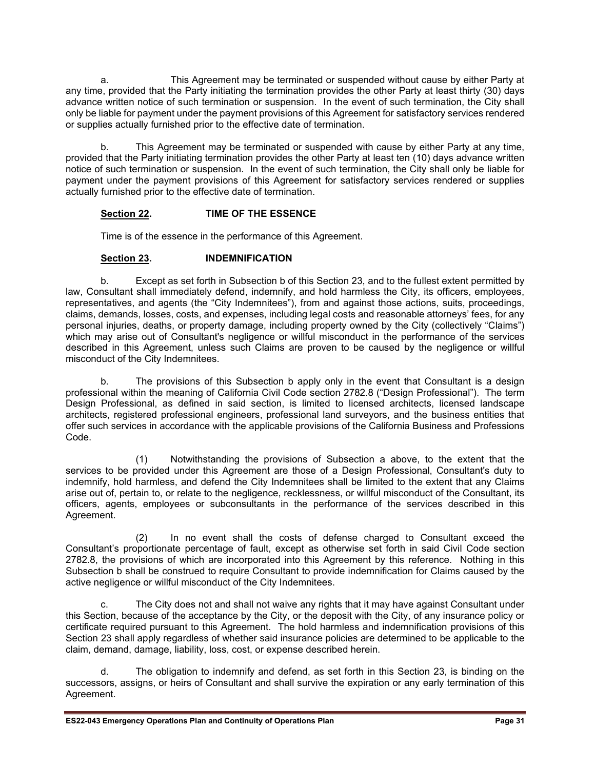a. This Agreement may be terminated or suspended without cause by either Party at any time, provided that the Party initiating the termination provides the other Party at least thirty (30) days advance written notice of such termination or suspension. In the event of such termination, the City shall only be liable for payment under the payment provisions of this Agreement for satisfactory services rendered or supplies actually furnished prior to the effective date of termination.

b. This Agreement may be terminated or suspended with cause by either Party at any time, provided that the Party initiating termination provides the other Party at least ten (10) days advance written notice of such termination or suspension. In the event of such termination, the City shall only be liable for payment under the payment provisions of this Agreement for satisfactory services rendered or supplies actually furnished prior to the effective date of termination.

**Section 22. TIME OF THE ESSENCE**

Time is of the essence in the performance of this Agreement.

**Section 23. INDEMNIFICATION**

b. Except as set forth in Subsection b of this Section 23, and to the fullest extent permitted by law, Consultant shall immediately defend, indemnify, and hold harmless the City, its officers, employees, representatives, and agents (the "City Indemnitees"), from and against those actions, suits, proceedings, claims, demands, losses, costs, and expenses, including legal costs and reasonable attorneys' fees, for any personal injuries, deaths, or property damage, including property owned by the City (collectively "Claims") which may arise out of Consultant's negligence or willful misconduct in the performance of the services described in this Agreement, unless such Claims are proven to be caused by the negligence or willful misconduct of the City Indemnitees.

b. The provisions of this Subsection b apply only in the event that Consultant is a design professional within the meaning of California Civil Code section 2782.8 ("Design Professional"). The term Design Professional, as defined in said section, is limited to licensed architects, licensed landscape architects, registered professional engineers, professional land surveyors, and the business entities that offer such services in accordance with the applicable provisions of the California Business and Professions Code.

(1) Notwithstanding the provisions of Subsection a above, to the extent that the services to be provided under this Agreement are those of a Design Professional, Consultant's duty to indemnify, hold harmless, and defend the City Indemnitees shall be limited to the extent that any Claims arise out of, pertain to, or relate to the negligence, recklessness, or willful misconduct of the Consultant, its officers, agents, employees or subconsultants in the performance of the services described in this Agreement.

(2) In no event shall the costs of defense charged to Consultant exceed the Consultant's proportionate percentage of fault, except as otherwise set forth in said Civil Code section 2782.8, the provisions of which are incorporated into this Agreement by this reference. Nothing in this Subsection b shall be construed to require Consultant to provide indemnification for Claims caused by the active negligence or willful misconduct of the City Indemnitees.

c. The City does not and shall not waive any rights that it may have against Consultant under this Section, because of the acceptance by the City, or the deposit with the City, of any insurance policy or certificate required pursuant to this Agreement. The hold harmless and indemnification provisions of this Section 23 shall apply regardless of whether said insurance policies are determined to be applicable to the claim, demand, damage, liability, loss, cost, or expense described herein.

d. The obligation to indemnify and defend, as set forth in this Section 23, is binding on the successors, assigns, or heirs of Consultant and shall survive the expiration or any early termination of this Agreement.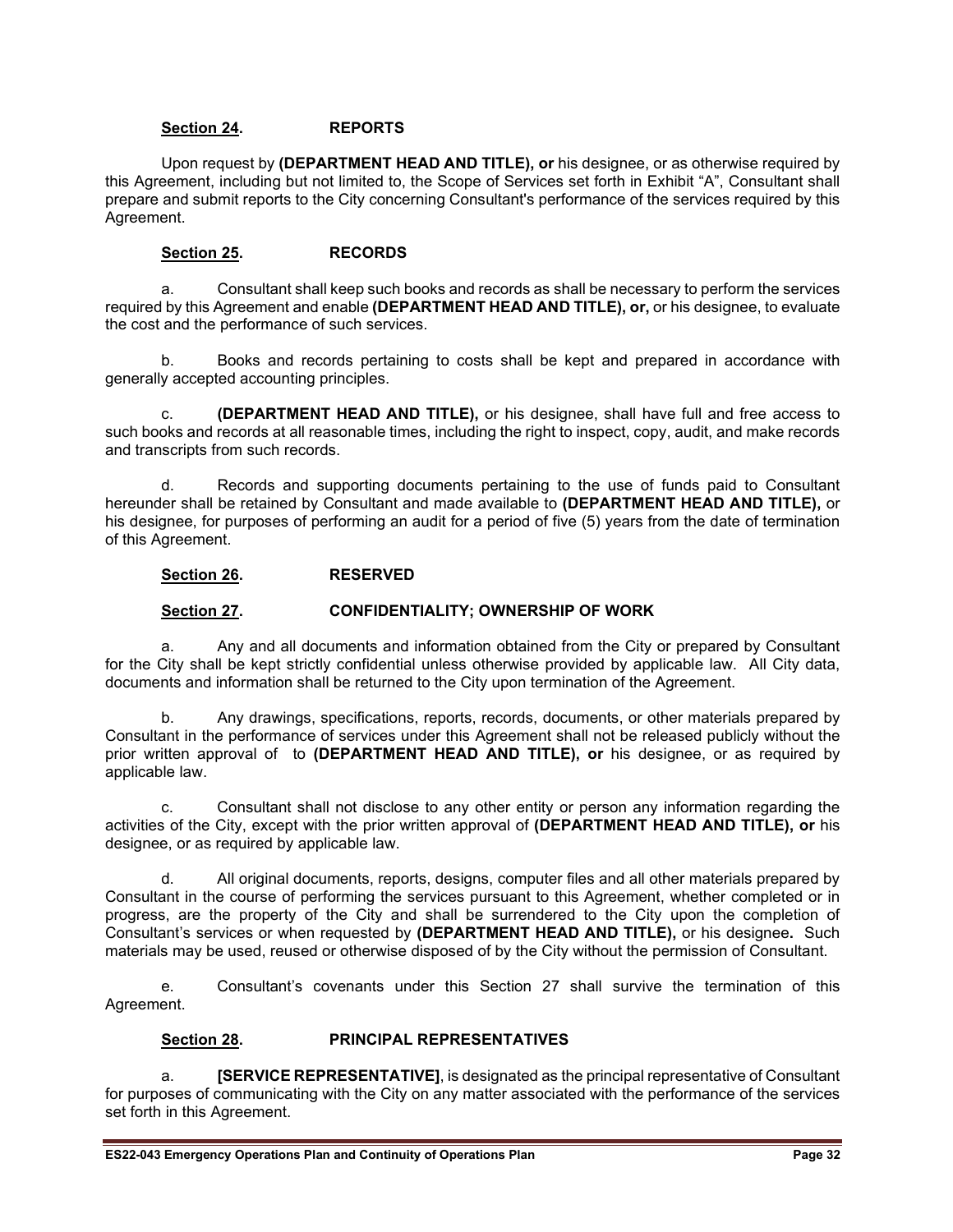**Section 24. REPORTS**

Upon request by **(DEPARTMENT HEAD AND TITLE), or** his designee, or as otherwise required by this Agreement, including but not limited to, the Scope of Services set forth in Exhibit "A", Consultant shall prepare and submit reports to the City concerning Consultant's performance of the services required by this Agreement.

**Section 25. RECORDS**

a. Consultant shall keep such books and records as shall be necessary to perform the services required by this Agreement and enable **(DEPARTMENT HEAD AND TITLE), or,** or his designee, to evaluate the cost and the performance of such services.

b. Books and records pertaining to costs shall be kept and prepared in accordance with generally accepted accounting principles.

c. **(DEPARTMENT HEAD AND TITLE),** or his designee, shall have full and free access to such books and records at all reasonable times, including the right to inspect, copy, audit, and make records and transcripts from such records.

d. Records and supporting documents pertaining to the use of funds paid to Consultant hereunder shall be retained by Consultant and made available to **(DEPARTMENT HEAD AND TITLE),** or his designee, for purposes of performing an audit for a period of five (5) years from the date of termination of this Agreement.

**Section 26. RESERVED**

**Section 27. CONFIDENTIALITY; OWNERSHIP OF WORK**

a. Any and all documents and information obtained from the City or prepared by Consultant for the City shall be kept strictly confidential unless otherwise provided by applicable law. All City data, documents and information shall be returned to the City upon termination of the Agreement.

b. Any drawings, specifications, reports, records, documents, or other materials prepared by Consultant in the performance of services under this Agreement shall not be released publicly without the prior written approval of to **(DEPARTMENT HEAD AND TITLE), or** his designee, or as required by applicable law.

c. Consultant shall not disclose to any other entity or person any information regarding the activities of the City, except with the prior written approval of **(DEPARTMENT HEAD AND TITLE), or** his designee, or as required by applicable law.

d. All original documents, reports, designs, computer files and all other materials prepared by Consultant in the course of performing the services pursuant to this Agreement, whether completed or in progress, are the property of the City and shall be surrendered to the City upon the completion of Consultant's services or when requested by **(DEPARTMENT HEAD AND TITLE),** or his designee**.** Such materials may be used, reused or otherwise disposed of by the City without the permission of Consultant.

e. Consultant's covenants under this Section 27 shall survive the termination of this Agreement.

**Section 28. PRINCIPAL REPRESENTATIVES**

a. **[SERVICE REPRESENTATIVE]**, is designated as the principal representative of Consultant for purposes of communicating with the City on any matter associated with the performance of the services set forth in this Agreement.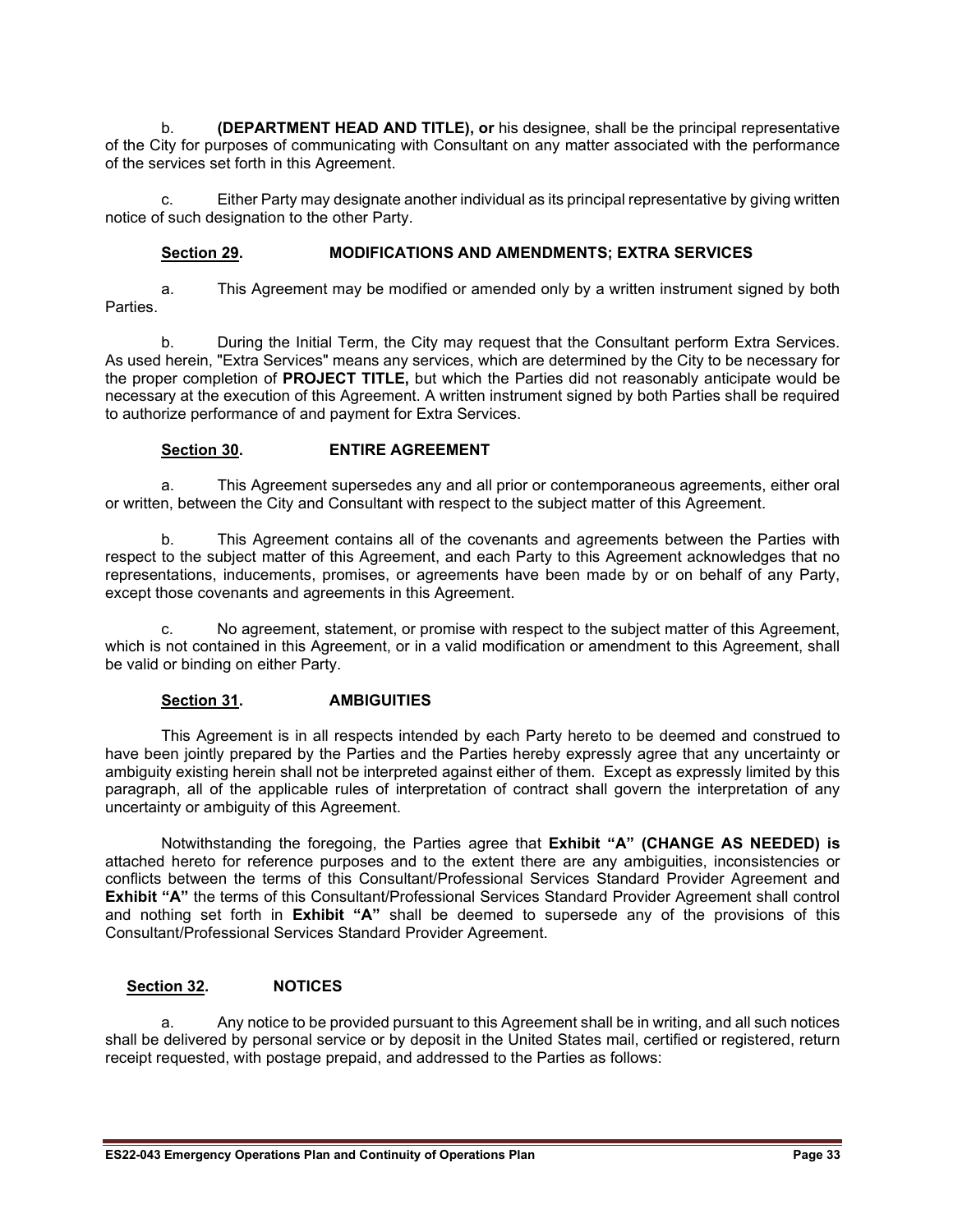b. **(DEPARTMENT HEAD AND TITLE), or** his designee, shall be the principal representative of the City for purposes of communicating with Consultant on any matter associated with the performance of the services set forth in this Agreement.

c. Either Party may designate another individual as its principal representative by giving written notice of such designation to the other Party.

**Section 29. MODIFICATIONS AND AMENDMENTS; EXTRA SERVICES**

a. This Agreement may be modified or amended only by a written instrument signed by both Parties.

b. During the Initial Term, the City may request that the Consultant perform Extra Services. As used herein, "Extra Services" means any services, which are determined by the City to be necessary for the proper completion of **PROJECT TITLE,** but which the Parties did not reasonably anticipate would be necessary at the execution of this Agreement. A written instrument signed by both Parties shall be required to authorize performance of and payment for Extra Services.

**Section 30. ENTIRE AGREEMENT**

a. This Agreement supersedes any and all prior or contemporaneous agreements, either oral or written, between the City and Consultant with respect to the subject matter of this Agreement.

b. This Agreement contains all of the covenants and agreements between the Parties with respect to the subject matter of this Agreement, and each Party to this Agreement acknowledges that no representations, inducements, promises, or agreements have been made by or on behalf of any Party, except those covenants and agreements in this Agreement.

c. No agreement, statement, or promise with respect to the subject matter of this Agreement, which is not contained in this Agreement, or in a valid modification or amendment to this Agreement, shall be valid or binding on either Party.

**Section 31. AMBIGUITIES**

This Agreement is in all respects intended by each Party hereto to be deemed and construed to have been jointly prepared by the Parties and the Parties hereby expressly agree that any uncertainty or ambiguity existing herein shall not be interpreted against either of them. Except as expressly limited by this paragraph, all of the applicable rules of interpretation of contract shall govern the interpretation of any uncertainty or ambiguity of this Agreement.

Notwithstanding the foregoing, the Parties agree that **Exhibit "A" (CHANGE AS NEEDED) is** attached hereto for reference purposes and to the extent there are any ambiguities, inconsistencies or conflicts between the terms of this Consultant/Professional Services Standard Provider Agreement and **Exhibit "A"** the terms of this Consultant/Professional Services Standard Provider Agreement shall control and nothing set forth in **Exhibit "A"** shall be deemed to supersede any of the provisions of this Consultant/Professional Services Standard Provider Agreement.

**Section 32. NOTICES**

a. Any notice to be provided pursuant to this Agreement shall be in writing, and all such notices shall be delivered by personal service or by deposit in the United States mail, certified or registered, return receipt requested, with postage prepaid, and addressed to the Parties as follows: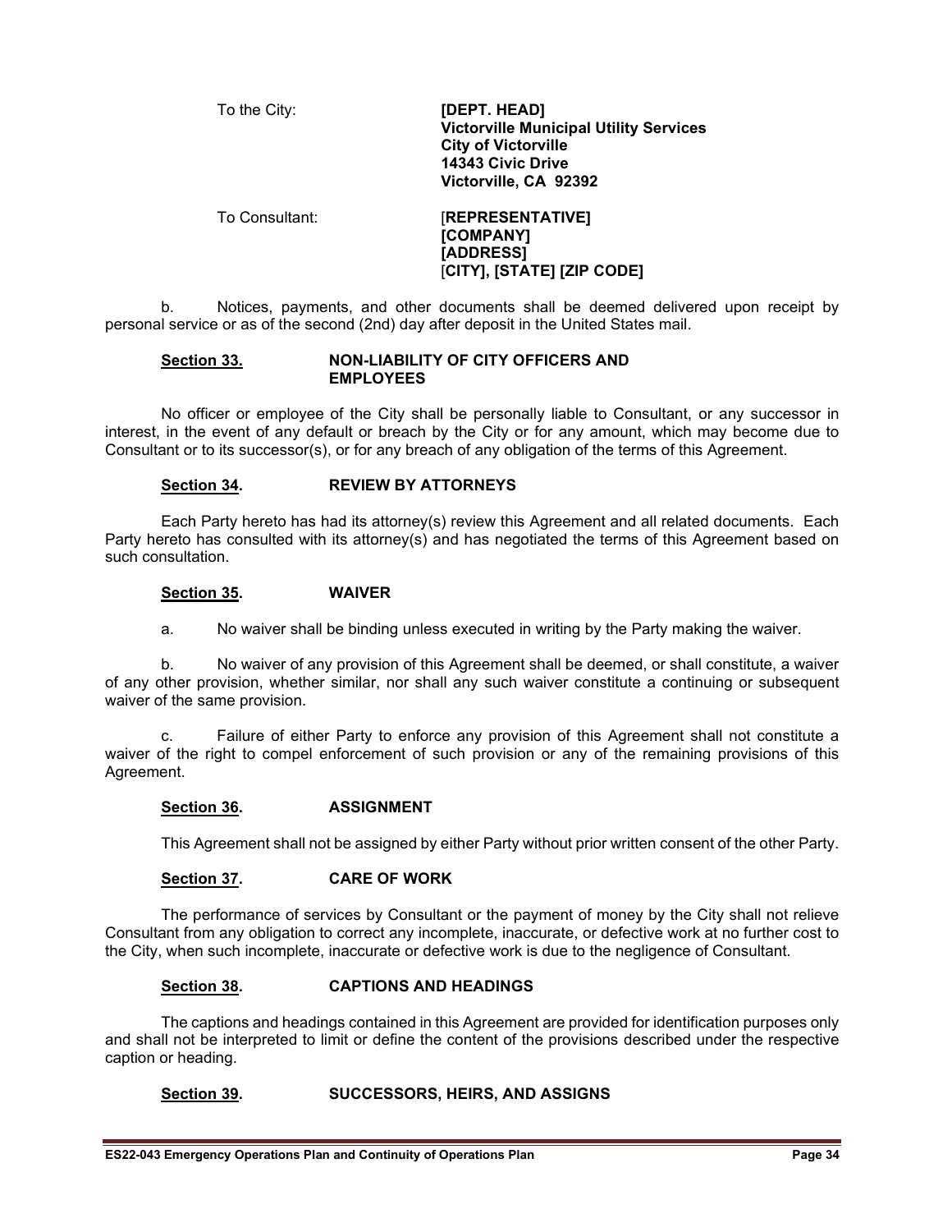To the City: **[DEPT. HEAD]**
**Victorville Municipal Utility Services**
**City of Victorville**
**14343 Civic Drive**
**Victorville, CA 92392**

To Consultant: [**REPRESENTATIVE]**
**[COMPANY]**
**[ADDRESS]**
[**CITY], [STATE] [ZIP CODE]**

b. Notices, payments, and other documents shall be deemed delivered upon receipt by personal service or as of the second (2nd) day after deposit in the United States mail.

### Section 33. NON-LIABILITY OF CITY OFFICERS AND EMPLOYEES

No officer or employee of the City shall be personally liable to Consultant, or any successor in interest, in the event of any default or breach by the City or for any amount, which may become due to Consultant or to its successor(s), or for any breach of any obligation of the terms of this Agreement.

### Section 34. REVIEW BY ATTORNEYS

Each Party hereto has had its attorney(s) review this Agreement and all related documents. Each Party hereto has consulted with its attorney(s) and has negotiated the terms of this Agreement based on such consultation.

### Section 35. WAIVER

a. No waiver shall be binding unless executed in writing by the Party making the waiver.

b. No waiver of any provision of this Agreement shall be deemed, or shall constitute, a waiver of any other provision, whether similar, nor shall any such waiver constitute a continuing or subsequent waiver of the same provision.

c. Failure of either Party to enforce any provision of this Agreement shall not constitute a waiver of the right to compel enforcement of such provision or any of the remaining provisions of this Agreement.

### Section 36. ASSIGNMENT

This Agreement shall not be assigned by either Party without prior written consent of the other Party.

### Section 37. CARE OF WORK

The performance of services by Consultant or the payment of money by the City shall not relieve Consultant from any obligation to correct any incomplete, inaccurate, or defective work at no further cost to the City, when such incomplete, inaccurate or defective work is due to the negligence of Consultant.

### Section 38. CAPTIONS AND HEADINGS

The captions and headings contained in this Agreement are provided for identification purposes only and shall not be interpreted to limit or define the content of the provisions described under the respective caption or heading.

### Section 39. SUCCESSORS, HEIRS, AND ASSIGNS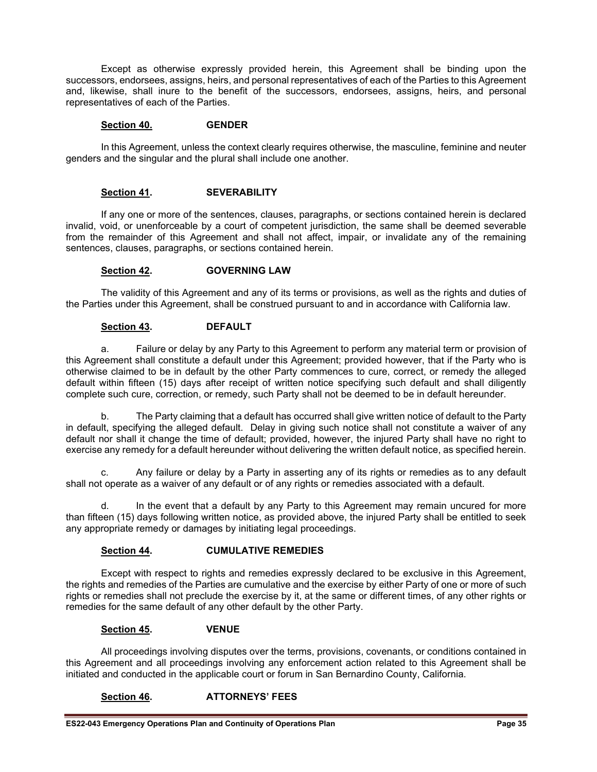Except as otherwise expressly provided herein, this Agreement shall be binding upon the successors, endorsees, assigns, heirs, and personal representatives of each of the Parties to this Agreement and, likewise, shall inure to the benefit of the successors, endorsees, assigns, heirs, and personal representatives of each of the Parties.

### Section 40. GENDER

In this Agreement, unless the context clearly requires otherwise, the masculine, feminine and neuter genders and the singular and the plural shall include one another.

### Section 41. SEVERABILITY

If any one or more of the sentences, clauses, paragraphs, or sections contained herein is declared invalid, void, or unenforceable by a court of competent jurisdiction, the same shall be deemed severable from the remainder of this Agreement and shall not affect, impair, or invalidate any of the remaining sentences, clauses, paragraphs, or sections contained herein.

### Section 42. GOVERNING LAW

The validity of this Agreement and any of its terms or provisions, as well as the rights and duties of the Parties under this Agreement, shall be construed pursuant to and in accordance with California law.

### Section 43. DEFAULT

a. Failure or delay by any Party to this Agreement to perform any material term or provision of this Agreement shall constitute a default under this Agreement; provided however, that if the Party who is otherwise claimed to be in default by the other Party commences to cure, correct, or remedy the alleged default within fifteen (15) days after receipt of written notice specifying such default and shall diligently complete such cure, correction, or remedy, such Party shall not be deemed to be in default hereunder.

b. The Party claiming that a default has occurred shall give written notice of default to the Party in default, specifying the alleged default. Delay in giving such notice shall not constitute a waiver of any default nor shall it change the time of default; provided, however, the injured Party shall have no right to exercise any remedy for a default hereunder without delivering the written default notice, as specified herein.

c. Any failure or delay by a Party in asserting any of its rights or remedies as to any default shall not operate as a waiver of any default or of any rights or remedies associated with a default.

d. In the event that a default by any Party to this Agreement may remain uncured for more than fifteen (15) days following written notice, as provided above, the injured Party shall be entitled to seek any appropriate remedy or damages by initiating legal proceedings.

### Section 44. CUMULATIVE REMEDIES

Except with respect to rights and remedies expressly declared to be exclusive in this Agreement, the rights and remedies of the Parties are cumulative and the exercise by either Party of one or more of such rights or remedies shall not preclude the exercise by it, at the same or different times, of any other rights or remedies for the same default of any other default by the other Party.

### Section 45. VENUE

All proceedings involving disputes over the terms, provisions, covenants, or conditions contained in this Agreement and all proceedings involving any enforcement action related to this Agreement shall be initiated and conducted in the applicable court or forum in San Bernardino County, California.

### Section 46. ATTORNEYS' FEES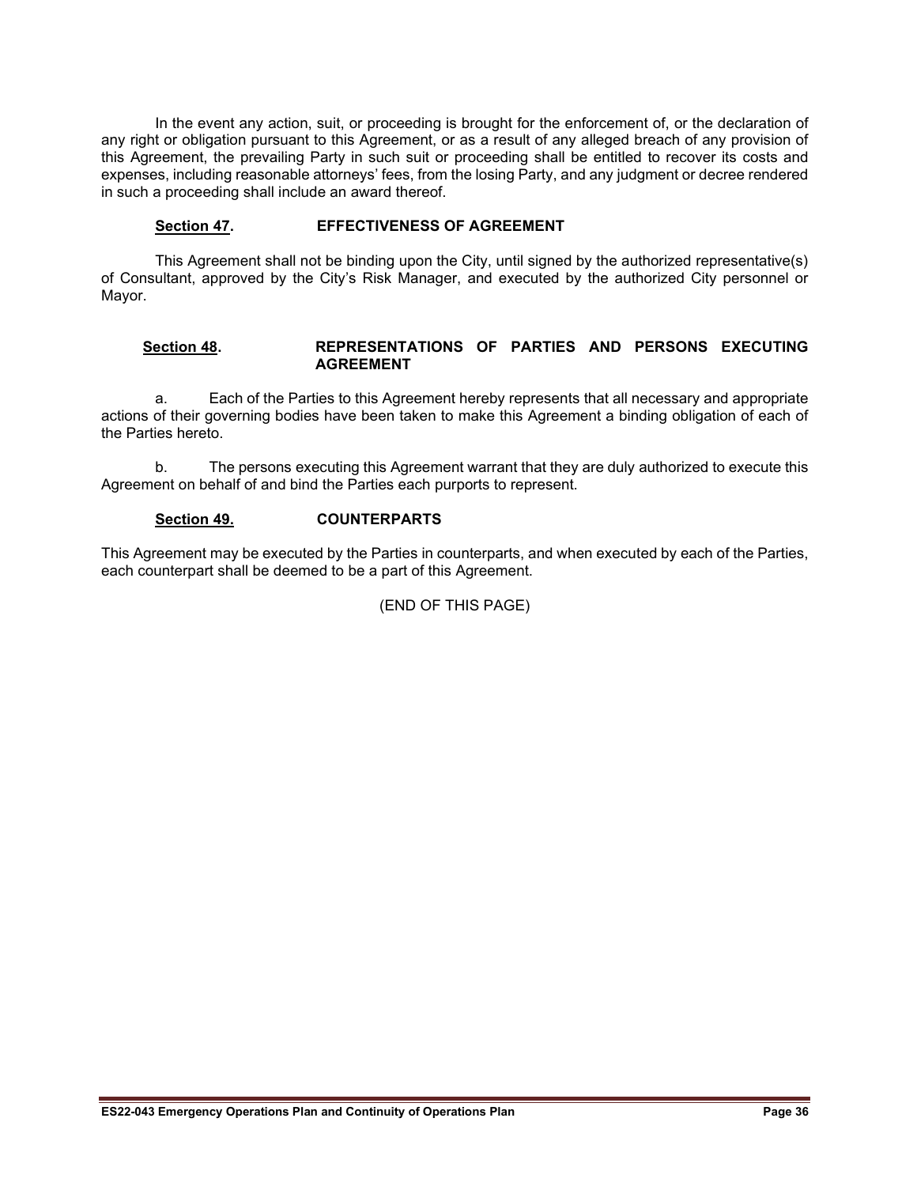In the event any action, suit, or proceeding is brought for the enforcement of, or the declaration of any right or obligation pursuant to this Agreement, or as a result of any alleged breach of any provision of this Agreement, the prevailing Party in such suit or proceeding shall be entitled to recover its costs and expenses, including reasonable attorneys' fees, from the losing Party, and any judgment or decree rendered in such a proceeding shall include an award thereof.

**Section 47. EFFECTIVENESS OF AGREEMENT**

This Agreement shall not be binding upon the City, until signed by the authorized representative(s) of Consultant, approved by the City's Risk Manager, and executed by the authorized City personnel or Mayor.

**Section 48. REPRESENTATIONS OF PARTIES AND PERSONS EXECUTING AGREEMENT**

a. Each of the Parties to this Agreement hereby represents that all necessary and appropriate actions of their governing bodies have been taken to make this Agreement a binding obligation of each of the Parties hereto.

b. The persons executing this Agreement warrant that they are duly authorized to execute this Agreement on behalf of and bind the Parties each purports to represent.

**Section 49. COUNTERPARTS**

This Agreement may be executed by the Parties in counterparts, and when executed by each of the Parties, each counterpart shall be deemed to be a part of this Agreement.

(END OF THIS PAGE)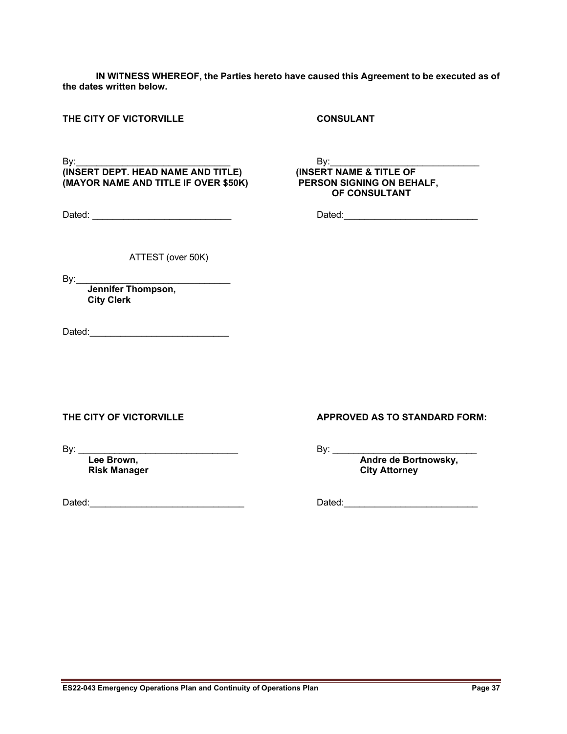**IN WITNESS WHEREOF, the Parties hereto have caused this Agreement to be executed as of the dates written below.**

**THE CITY OF VICTORVILLE**

By:_______________________________
**(INSERT DEPT. HEAD NAME AND TITLE)**
**(MAYOR NAME AND TITLE IF OVER $50K)**

Dated: ___________________________

**CONSULANT**

By:_____________________________
**(INSERT NAME & TITLE OF PERSON SIGNING ON BEHALF, OF CONSULTANT**

Dated:__________________________

ATTEST (over 50K)

By:______________________________
**Jennifer Thompson,**
**City Clerk**

Dated:___________________________

**THE CITY OF VICTORVILLE**

By: _______________________________
**Lee Brown,**
**Risk Manager**

Dated:______________________________

**APPROVED AS TO STANDARD FORM:**

By: ____________________________
**Andre de Bortnowsky,**
**City Attorney**

Dated:__________________________